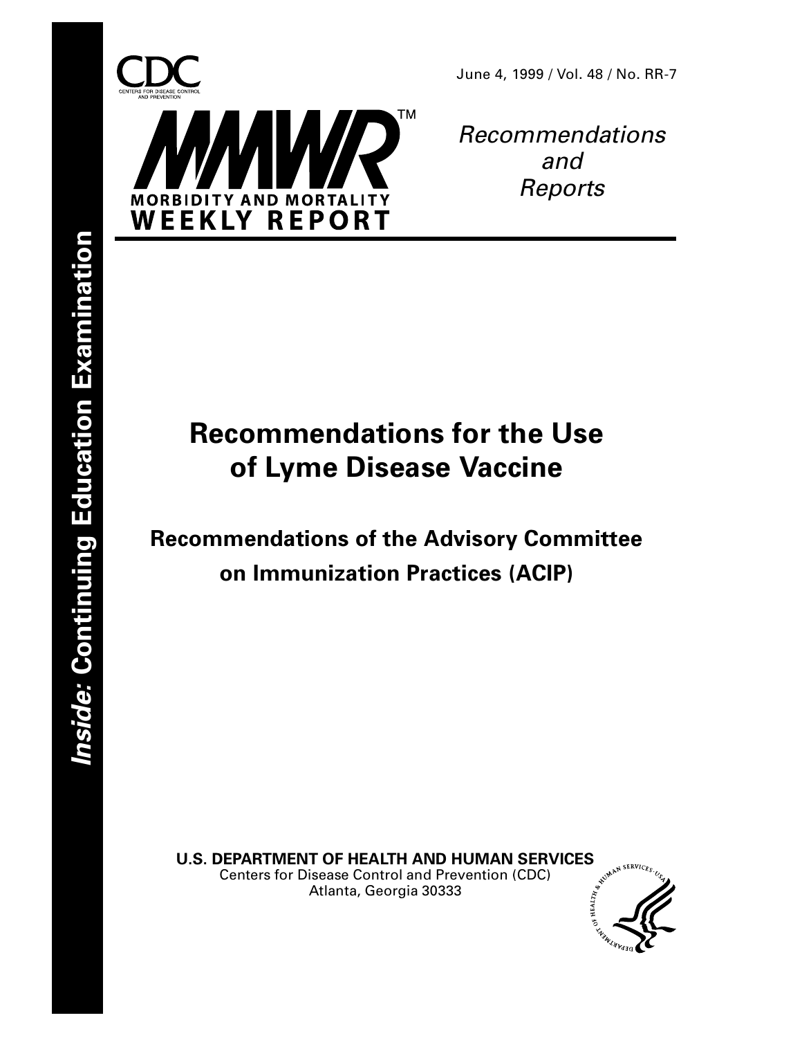June 4, 1999 / Vol. 48 / No. RR-7

# MMWR

MORBIDITY AND MORTALITY WEEKLY REPORT

*Recommendations and Reports*

*Inside:* **Continuing Education Examination**

# Recommendations for the Use of Lyme Disease Vaccine

## Recommendations of the Advisory Committee on Immunization Practices (ACIP)

**U.S. DEPARTMENT OF HEALTH AND HUMAN SERVICES**
Centers for Disease Control and Prevention (CDC)
Atlanta, Georgia 30333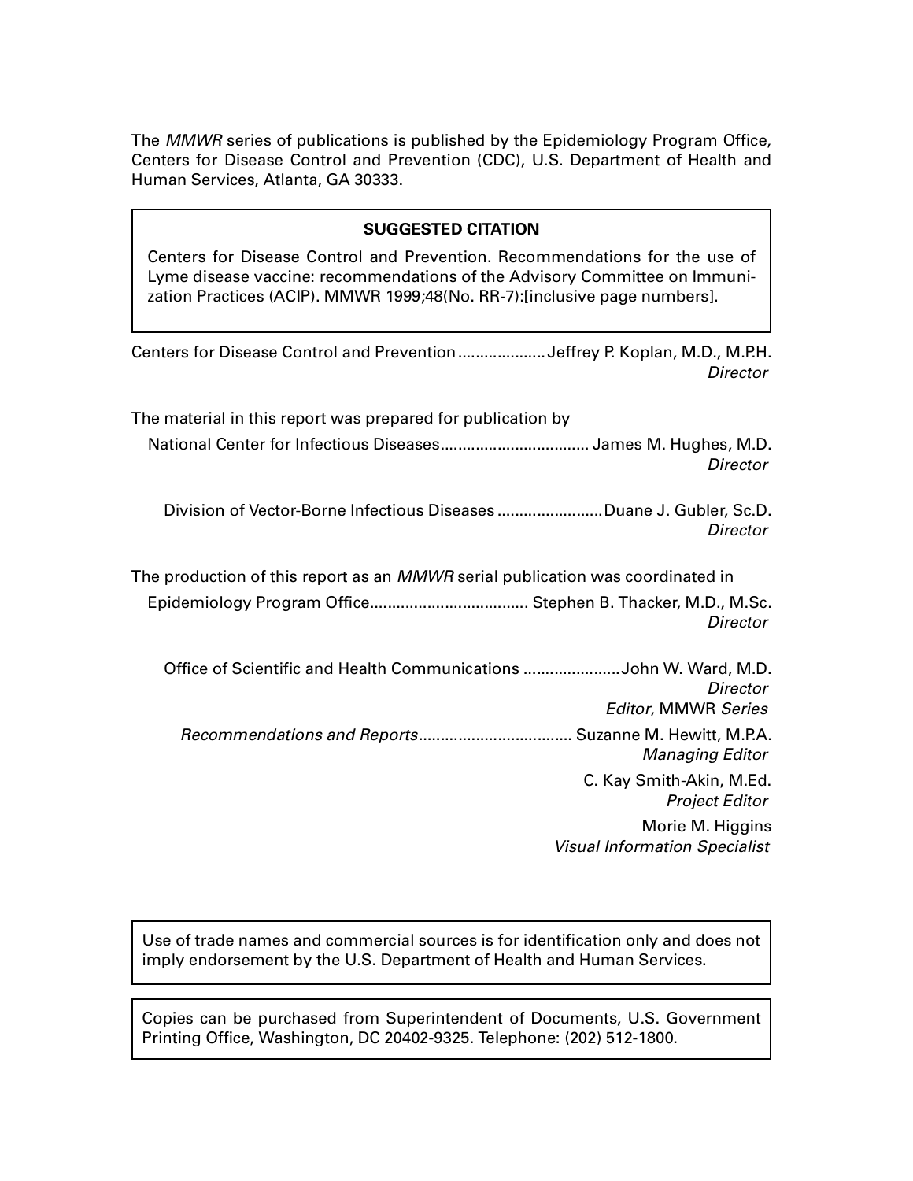The *MMWR* series of publications is published by the Epidemiology Program Office, Centers for Disease Control and Prevention (CDC), U.S. Department of Health and Human Services, Atlanta, GA 30333.

**SUGGESTED CITATION**

Centers for Disease Control and Prevention. Recommendations for the use of Lyme disease vaccine: recommendations of the Advisory Committee on Immunization Practices (ACIP). MMWR 1999;48(No. RR-7):[inclusive page numbers].

Centers for Disease Control and Prevention .................... Jeffrey P. Koplan, M.D., M.P.H.
*Director*

The material in this report was prepared for publication by

National Center for Infectious Diseases.................................. James M. Hughes, M.D.
*Director*

Division of Vector-Borne Infectious Diseases ........................ Duane J. Gubler, Sc.D.
*Director*

The production of this report as an *MMWR* serial publication was coordinated in

Epidemiology Program Office.................................... Stephen B. Thacker, M.D., M.Sc.
*Director*

Office of Scientific and Health Communications ...................... John W. Ward, M.D.
*Director*
*Editor*, MMWR *Series*

*Recommendations and Reports*................................... Suzanne M. Hewitt, M.P.A.
*Managing Editor*

C. Kay Smith-Akin, M.Ed.
*Project Editor*

Morie M. Higgins
*Visual Information Specialist*

Use of trade names and commercial sources is for identification only and does not imply endorsement by the U.S. Department of Health and Human Services.

Copies can be purchased from Superintendent of Documents, U.S. Government Printing Office, Washington, DC 20402-9325. Telephone: (202) 512-1800.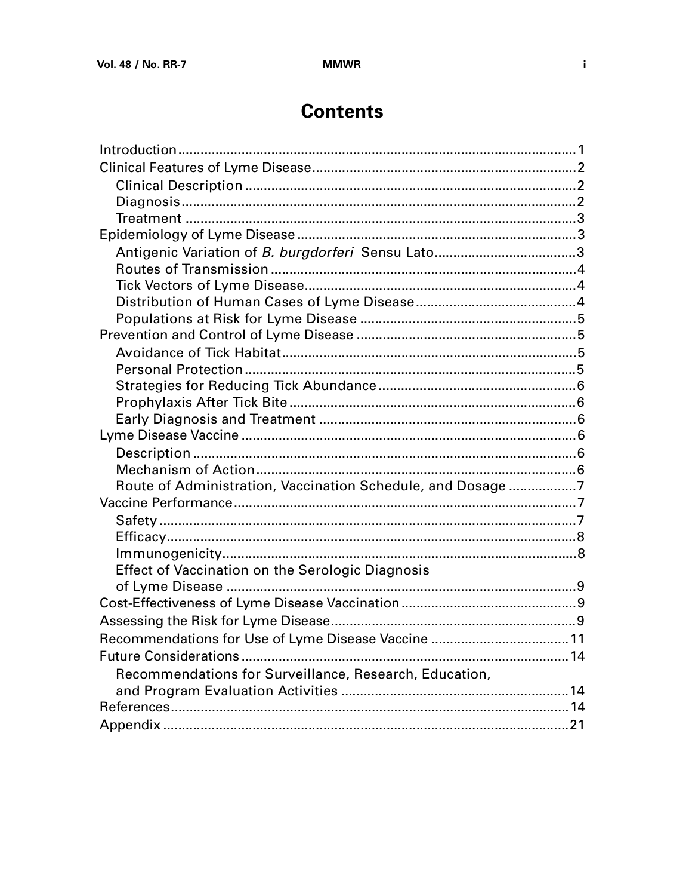# Contents

Introduction ..... 1
Clinical Features of Lyme Disease ..... 2
- Clinical Description ..... 2
- Diagnosis ..... 2
- Treatment ..... 3

Epidemiology of Lyme Disease ..... 3
- Antigenic Variation of *B. burgdorferi* Sensu Lato ..... 3
- Routes of Transmission ..... 4
- Tick Vectors of Lyme Disease ..... 4
- Distribution of Human Cases of Lyme Disease ..... 4
- Populations at Risk for Lyme Disease ..... 5

Prevention and Control of Lyme Disease ..... 5
- Avoidance of Tick Habitat ..... 5
- Personal Protection ..... 5
- Strategies for Reducing Tick Abundance ..... 6
- Prophylaxis After Tick Bite ..... 6
- Early Diagnosis and Treatment ..... 6

Lyme Disease Vaccine ..... 6
- Description ..... 6
- Mechanism of Action ..... 6
- Route of Administration, Vaccination Schedule, and Dosage ..... 7

Vaccine Performance ..... 7
- Safety ..... 7
- Efficacy ..... 8
- Immunogenicity ..... 8
- Effect of Vaccination on the Serologic Diagnosis of Lyme Disease ..... 9

Cost-Effectiveness of Lyme Disease Vaccination ..... 9
Assessing the Risk for Lyme Disease ..... 9
Recommendations for Use of Lyme Disease Vaccine ..... 11
Future Considerations ..... 14
- Recommendations for Surveillance, Research, Education, and Program Evaluation Activities ..... 14

References ..... 14
Appendix ..... 21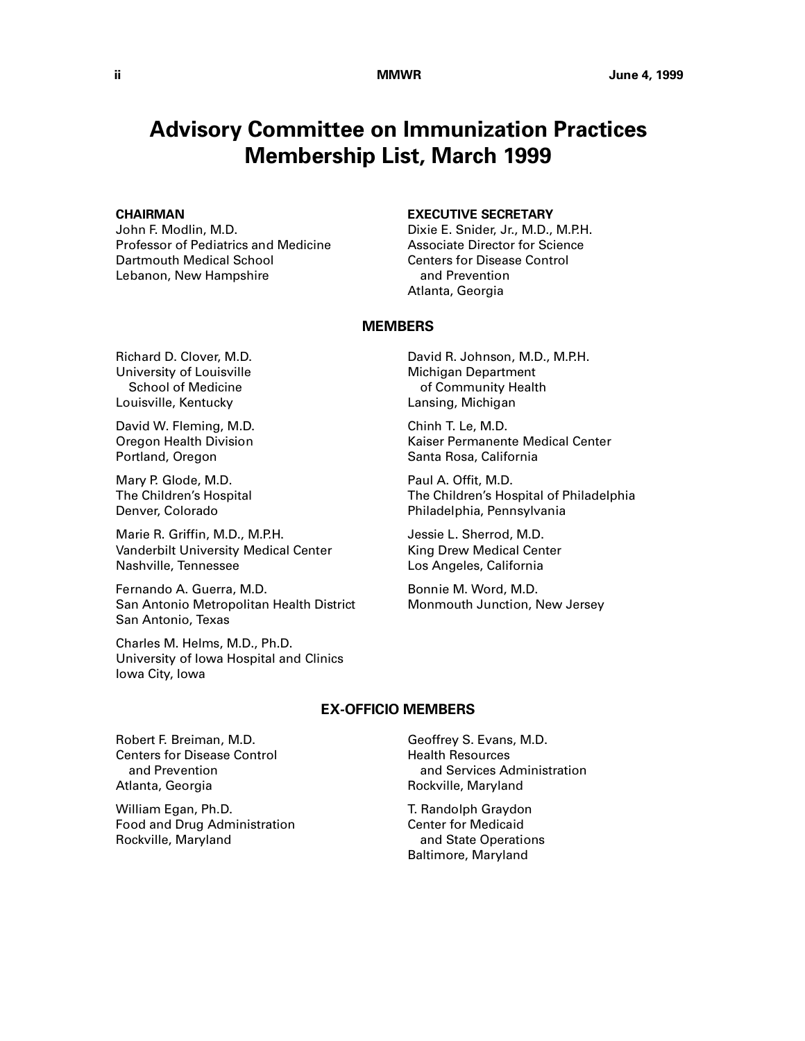# Advisory Committee on Immunization Practices Membership List, March 1999

**CHAIRMAN**
John F. Modlin, M.D.
Professor of Pediatrics and Medicine
Dartmouth Medical School
Lebanon, New Hampshire

**EXECUTIVE SECRETARY**
Dixie E. Snider, Jr., M.D., M.P.H.
Associate Director for Science
Centers for Disease Control and Prevention
Atlanta, Georgia

## MEMBERS

Richard D. Clover, M.D.
University of Louisville School of Medicine
Louisville, Kentucky

David W. Fleming, M.D.
Oregon Health Division
Portland, Oregon

Mary P. Glode, M.D.
The Children's Hospital
Denver, Colorado

Marie R. Griffin, M.D., M.P.H.
Vanderbilt University Medical Center
Nashville, Tennessee

Fernando A. Guerra, M.D.
San Antonio Metropolitan Health District
San Antonio, Texas

Charles M. Helms, M.D., Ph.D.
University of Iowa Hospital and Clinics
Iowa City, Iowa

David R. Johnson, M.D., M.P.H.
Michigan Department of Community Health
Lansing, Michigan

Chinh T. Le, M.D.
Kaiser Permanente Medical Center
Santa Rosa, California

Paul A. Offit, M.D.
The Children's Hospital of Philadelphia
Philadelphia, Pennsylvania

Jessie L. Sherrod, M.D.
King Drew Medical Center
Los Angeles, California

Bonnie M. Word, M.D.
Monmouth Junction, New Jersey

## EX-OFFICIO MEMBERS

Robert F. Breiman, M.D.
Centers for Disease Control and Prevention
Atlanta, Georgia

William Egan, Ph.D.
Food and Drug Administration
Rockville, Maryland

Geoffrey S. Evans, M.D.
Health Resources and Services Administration
Rockville, Maryland

T. Randolph Graydon
Center for Medicaid and State Operations
Baltimore, Maryland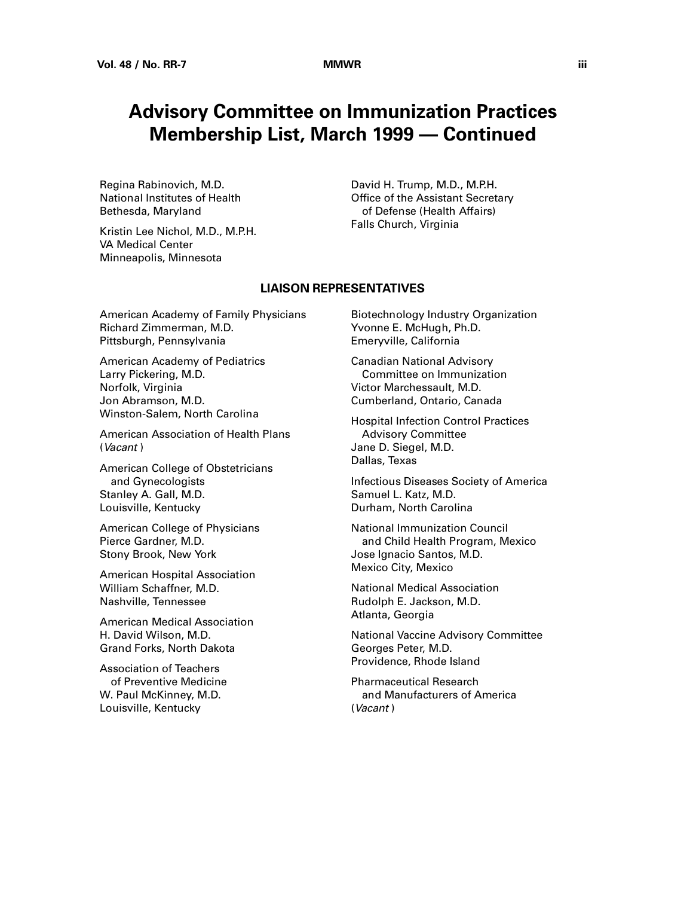# Advisory Committee on Immunization Practices Membership List, March 1999 — Continued

Regina Rabinovich, M.D.
National Institutes of Health
Bethesda, Maryland

Kristin Lee Nichol, M.D., M.P.H.
VA Medical Center
Minneapolis, Minnesota

David H. Trump, M.D., M.P.H.
Office of the Assistant Secretary of Defense (Health Affairs)
Falls Church, Virginia

## LIAISON REPRESENTATIVES

American Academy of Family Physicians
Richard Zimmerman, M.D.
Pittsburgh, Pennsylvania

American Academy of Pediatrics
Larry Pickering, M.D.
Norfolk, Virginia
Jon Abramson, M.D.
Winston-Salem, North Carolina

American Association of Health Plans
(*Vacant*)

American College of Obstetricians and Gynecologists
Stanley A. Gall, M.D.
Louisville, Kentucky

American College of Physicians
Pierce Gardner, M.D.
Stony Brook, New York

American Hospital Association
William Schaffner, M.D.
Nashville, Tennessee

American Medical Association
H. David Wilson, M.D.
Grand Forks, North Dakota

Association of Teachers of Preventive Medicine
W. Paul McKinney, M.D.
Louisville, Kentucky

Biotechnology Industry Organization
Yvonne E. McHugh, Ph.D.
Emeryville, California

Canadian National Advisory Committee on Immunization
Victor Marchessault, M.D.
Cumberland, Ontario, Canada

Hospital Infection Control Practices Advisory Committee
Jane D. Siegel, M.D.
Dallas, Texas

Infectious Diseases Society of America
Samuel L. Katz, M.D.
Durham, North Carolina

National Immunization Council and Child Health Program, Mexico
Jose Ignacio Santos, M.D.
Mexico City, Mexico

National Medical Association
Rudolph E. Jackson, M.D.
Atlanta, Georgia

National Vaccine Advisory Committee
Georges Peter, M.D.
Providence, Rhode Island

Pharmaceutical Research and Manufacturers of America
(*Vacant*)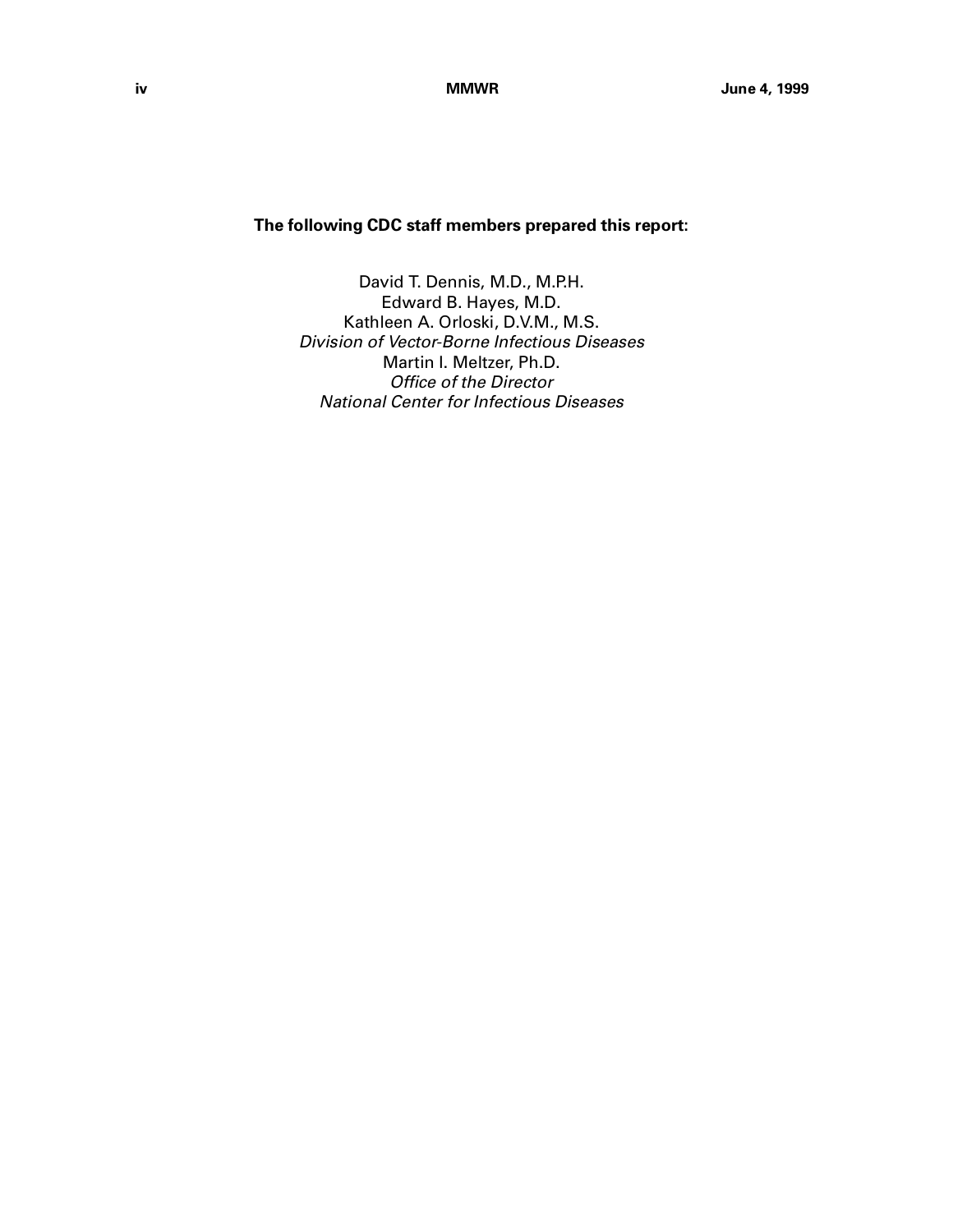**The following CDC staff members prepared this report:**

David T. Dennis, M.D., M.P.H.
Edward B. Hayes, M.D.
Kathleen A. Orloski, D.V.M., M.S.
*Division of Vector-Borne Infectious Diseases*
Martin I. Meltzer, Ph.D.
*Office of the Director*
*National Center for Infectious Diseases*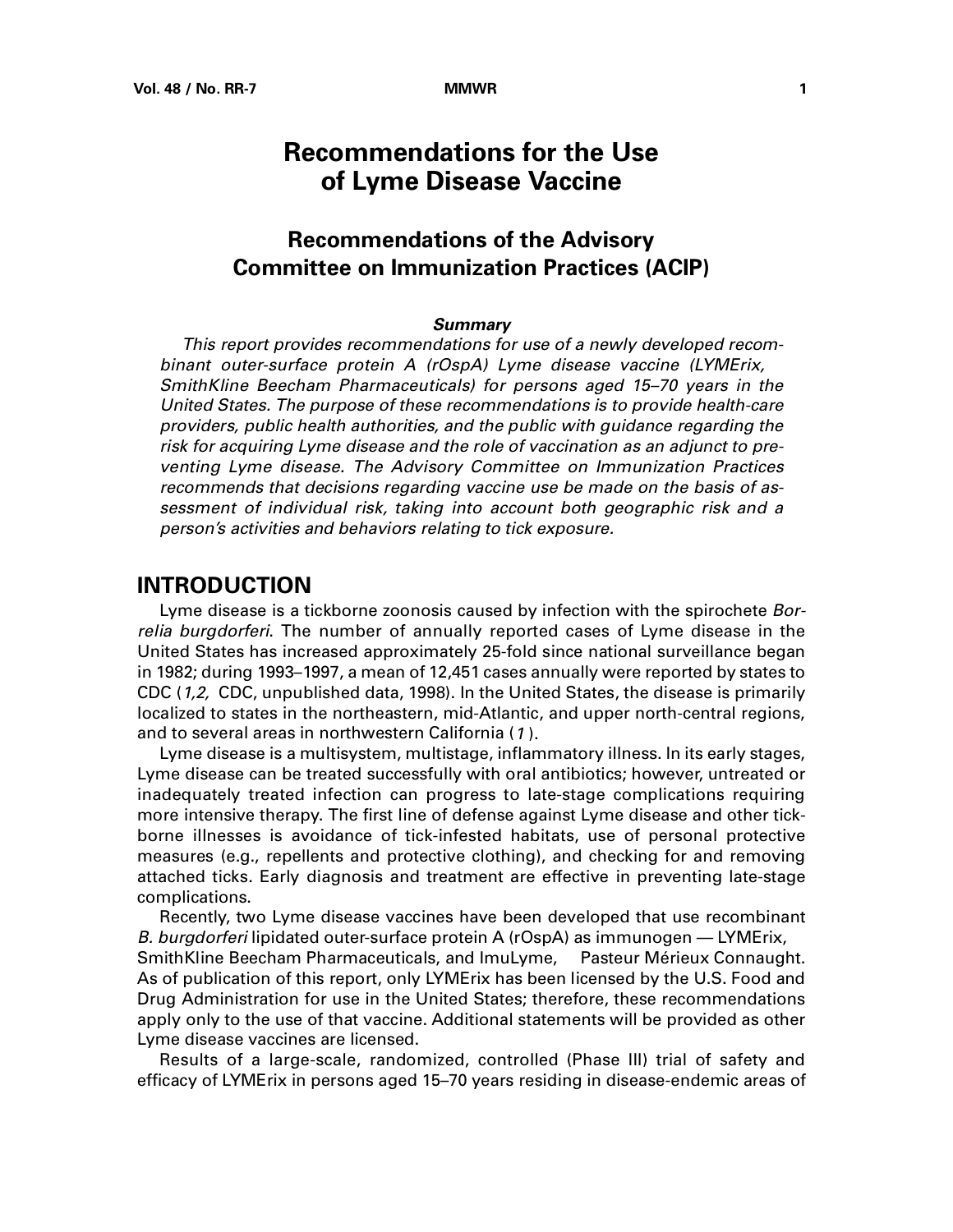# Recommendations for the Use of Lyme Disease Vaccine

## Recommendations of the Advisory Committee on Immunization Practices (ACIP)

### *Summary*

*This report provides recommendations for use of a newly developed recombinant outer-surface protein A (rOspA) Lyme disease vaccine (LYMErix, SmithKline Beecham Pharmaceuticals) for persons aged 15–70 years in the United States. The purpose of these recommendations is to provide health-care providers, public health authorities, and the public with guidance regarding the risk for acquiring Lyme disease and the role of vaccination as an adjunct to preventing Lyme disease. The Advisory Committee on Immunization Practices recommends that decisions regarding vaccine use be made on the basis of assessment of individual risk, taking into account both geographic risk and a person's activities and behaviors relating to tick exposure.*

## INTRODUCTION

Lyme disease is a tickborne zoonosis caused by infection with the spirochete *Borrelia burgdorferi*. The number of annually reported cases of Lyme disease in the United States has increased approximately 25-fold since national surveillance began in 1982; during 1993–1997, a mean of 12,451 cases annually were reported by states to CDC (*1,2,* CDC, unpublished data, 1998). In the United States, the disease is primarily localized to states in the northeastern, mid-Atlantic, and upper north-central regions, and to several areas in northwestern California (*1*).

Lyme disease is a multisystem, multistage, inflammatory illness. In its early stages, Lyme disease can be treated successfully with oral antibiotics; however, untreated or inadequately treated infection can progress to late-stage complications requiring more intensive therapy. The first line of defense against Lyme disease and other tickborne illnesses is avoidance of tick-infested habitats, use of personal protective measures (e.g., repellents and protective clothing), and checking for and removing attached ticks. Early diagnosis and treatment are effective in preventing late-stage complications.

Recently, two Lyme disease vaccines have been developed that use recombinant *B. burgdorferi* lipidated outer-surface protein A (rOspA) as immunogen — LYMErix, SmithKline Beecham Pharmaceuticals, and ImuLyme, Pasteur Mérieux Connaught. As of publication of this report, only LYMErix has been licensed by the U.S. Food and Drug Administration for use in the United States; therefore, these recommendations apply only to the use of that vaccine. Additional statements will be provided as other Lyme disease vaccines are licensed.

Results of a large-scale, randomized, controlled (Phase III) trial of safety and efficacy of LYMErix in persons aged 15–70 years residing in disease-endemic areas of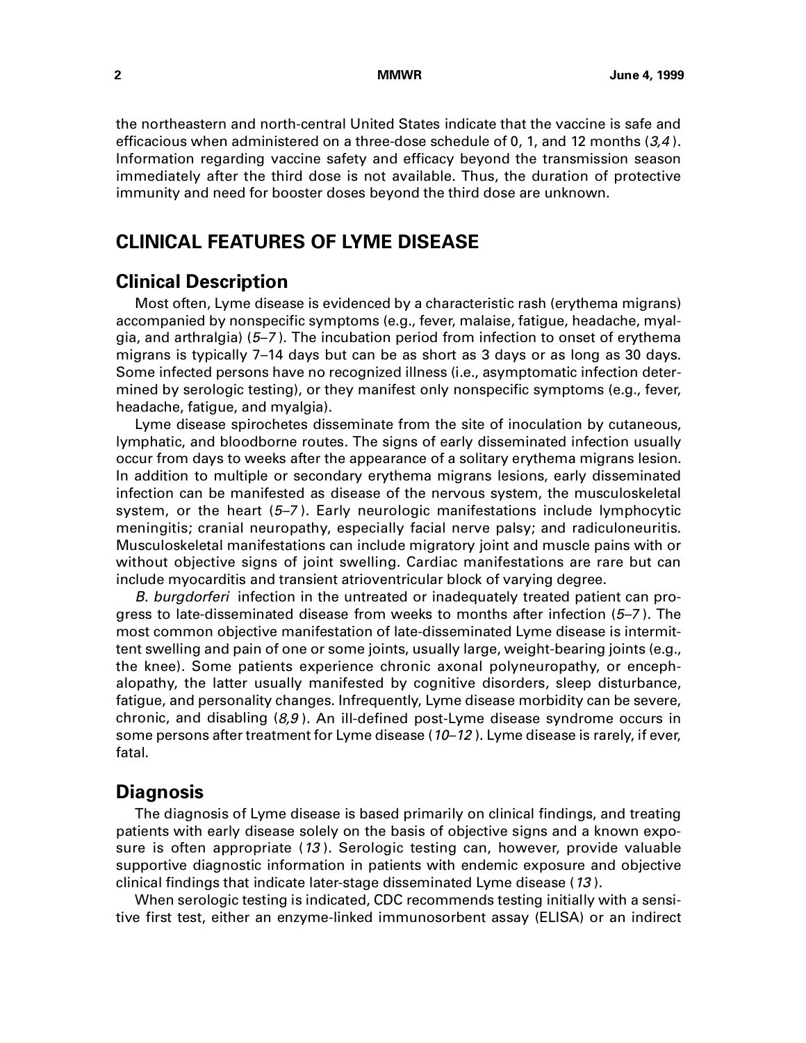the northeastern and north-central United States indicate that the vaccine is safe and efficacious when administered on a three-dose schedule of 0, 1, and 12 months (*3,4*). Information regarding vaccine safety and efficacy beyond the transmission season immediately after the third dose is not available. Thus, the duration of protective immunity and need for booster doses beyond the third dose are unknown.

## CLINICAL FEATURES OF LYME DISEASE

### Clinical Description

Most often, Lyme disease is evidenced by a characteristic rash (erythema migrans) accompanied by nonspecific symptoms (e.g., fever, malaise, fatigue, headache, myalgia, and arthralgia) (*5–7*). The incubation period from infection to onset of erythema migrans is typically 7–14 days but can be as short as 3 days or as long as 30 days. Some infected persons have no recognized illness (i.e., asymptomatic infection determined by serologic testing), or they manifest only nonspecific symptoms (e.g., fever, headache, fatigue, and myalgia).

Lyme disease spirochetes disseminate from the site of inoculation by cutaneous, lymphatic, and bloodborne routes. The signs of early disseminated infection usually occur from days to weeks after the appearance of a solitary erythema migrans lesion. In addition to multiple or secondary erythema migrans lesions, early disseminated infection can be manifested as disease of the nervous system, the musculoskeletal system, or the heart (*5–7*). Early neurologic manifestations include lymphocytic meningitis; cranial neuropathy, especially facial nerve palsy; and radiculoneuritis. Musculoskeletal manifestations can include migratory joint and muscle pains with or without objective signs of joint swelling. Cardiac manifestations are rare but can include myocarditis and transient atrioventricular block of varying degree.

*B. burgdorferi* infection in the untreated or inadequately treated patient can progress to late-disseminated disease from weeks to months after infection (*5–7*). The most common objective manifestation of late-disseminated Lyme disease is intermittent swelling and pain of one or some joints, usually large, weight-bearing joints (e.g., the knee). Some patients experience chronic axonal polyneuropathy, or encephalopathy, the latter usually manifested by cognitive disorders, sleep disturbance, fatigue, and personality changes. Infrequently, Lyme disease morbidity can be severe, chronic, and disabling (*8,9*). An ill-defined post-Lyme disease syndrome occurs in some persons after treatment for Lyme disease (*10–12*). Lyme disease is rarely, if ever, fatal.

### Diagnosis

The diagnosis of Lyme disease is based primarily on clinical findings, and treating patients with early disease solely on the basis of objective signs and a known exposure is often appropriate (*13*). Serologic testing can, however, provide valuable supportive diagnostic information in patients with endemic exposure and objective clinical findings that indicate later-stage disseminated Lyme disease (*13*).

When serologic testing is indicated, CDC recommends testing initially with a sensitive first test, either an enzyme-linked immunosorbent assay (ELISA) or an indirect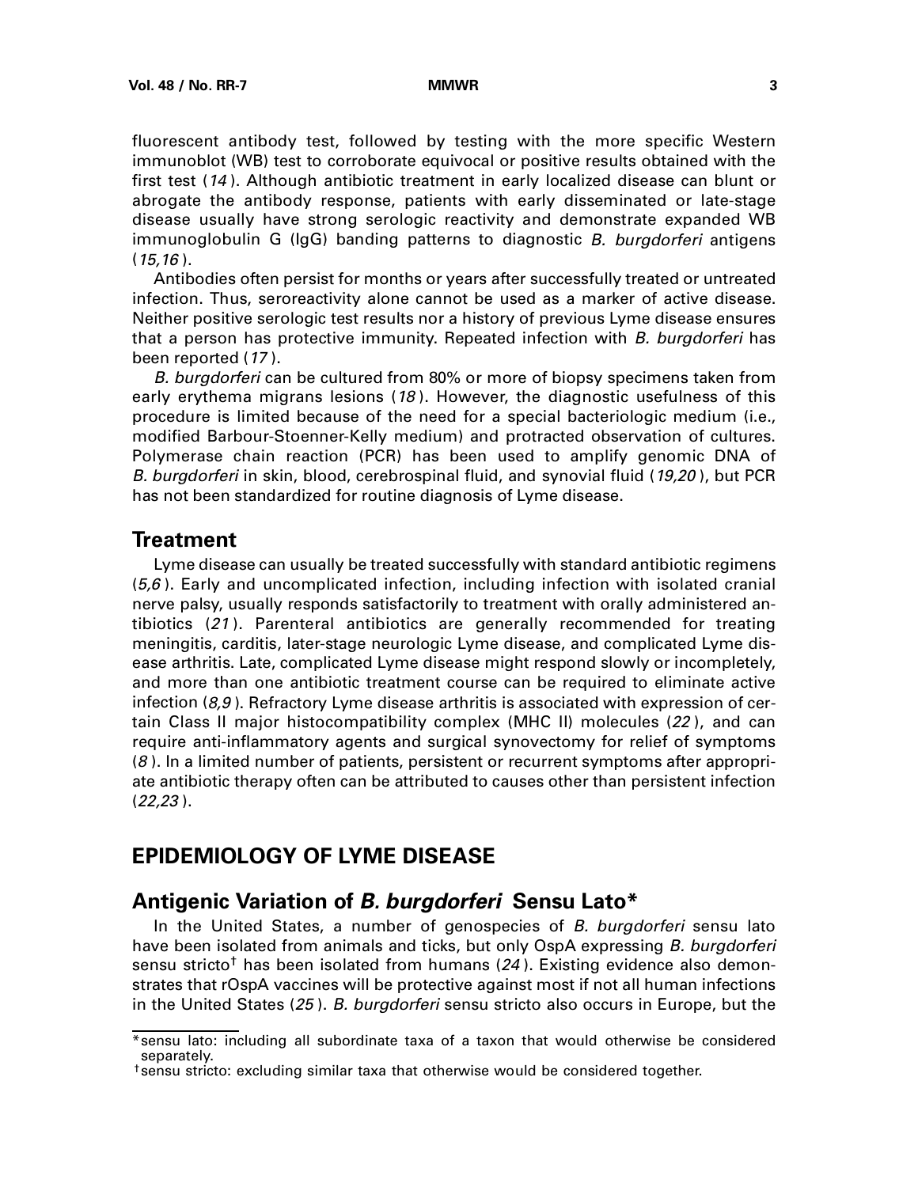fluorescent antibody test, followed by testing with the more specific Western immunoblot (WB) test to corroborate equivocal or positive results obtained with the first test (*14*). Although antibiotic treatment in early localized disease can blunt or abrogate the antibody response, patients with early disseminated or late-stage disease usually have strong serologic reactivity and demonstrate expanded WB immunoglobulin G (IgG) banding patterns to diagnostic *B. burgdorferi* antigens (*15,16*).

Antibodies often persist for months or years after successfully treated or untreated infection. Thus, seroreactivity alone cannot be used as a marker of active disease. Neither positive serologic test results nor a history of previous Lyme disease ensures that a person has protective immunity. Repeated infection with *B. burgdorferi* has been reported (*17*).

*B. burgdorferi* can be cultured from 80% or more of biopsy specimens taken from early erythema migrans lesions (*18*). However, the diagnostic usefulness of this procedure is limited because of the need for a special bacteriologic medium (i.e., modified Barbour-Stoenner-Kelly medium) and protracted observation of cultures. Polymerase chain reaction (PCR) has been used to amplify genomic DNA of *B. burgdorferi* in skin, blood, cerebrospinal fluid, and synovial fluid (*19,20*), but PCR has not been standardized for routine diagnosis of Lyme disease.

## Treatment

Lyme disease can usually be treated successfully with standard antibiotic regimens (*5,6*). Early and uncomplicated infection, including infection with isolated cranial nerve palsy, usually responds satisfactorily to treatment with orally administered antibiotics (*21*). Parenteral antibiotics are generally recommended for treating meningitis, carditis, later-stage neurologic Lyme disease, and complicated Lyme disease arthritis. Late, complicated Lyme disease might respond slowly or incompletely, and more than one antibiotic treatment course can be required to eliminate active infection (*8,9*). Refractory Lyme disease arthritis is associated with expression of certain Class II major histocompatibility complex (MHC II) molecules (*22*), and can require anti-inflammatory agents and surgical synovectomy for relief of symptoms (*8*). In a limited number of patients, persistent or recurrent symptoms after appropriate antibiotic therapy often can be attributed to causes other than persistent infection (*22,23*).

# EPIDEMIOLOGY OF LYME DISEASE

## Antigenic Variation of *B. burgdorferi* Sensu Lato*

In the United States, a number of genospecies of *B. burgdorferi* sensu lato have been isolated from animals and ticks, but only OspA expressing *B. burgdorferi* sensu stricto† has been isolated from humans (*24*). Existing evidence also demonstrates that rOspA vaccines will be protective against most if not all human infections in the United States (*25*). *B. burgdorferi* sensu stricto also occurs in Europe, but the

---

*sensu lato: including all subordinate taxa of a taxon that would otherwise be considered separately.

†sensu stricto: excluding similar taxa that otherwise would be considered together.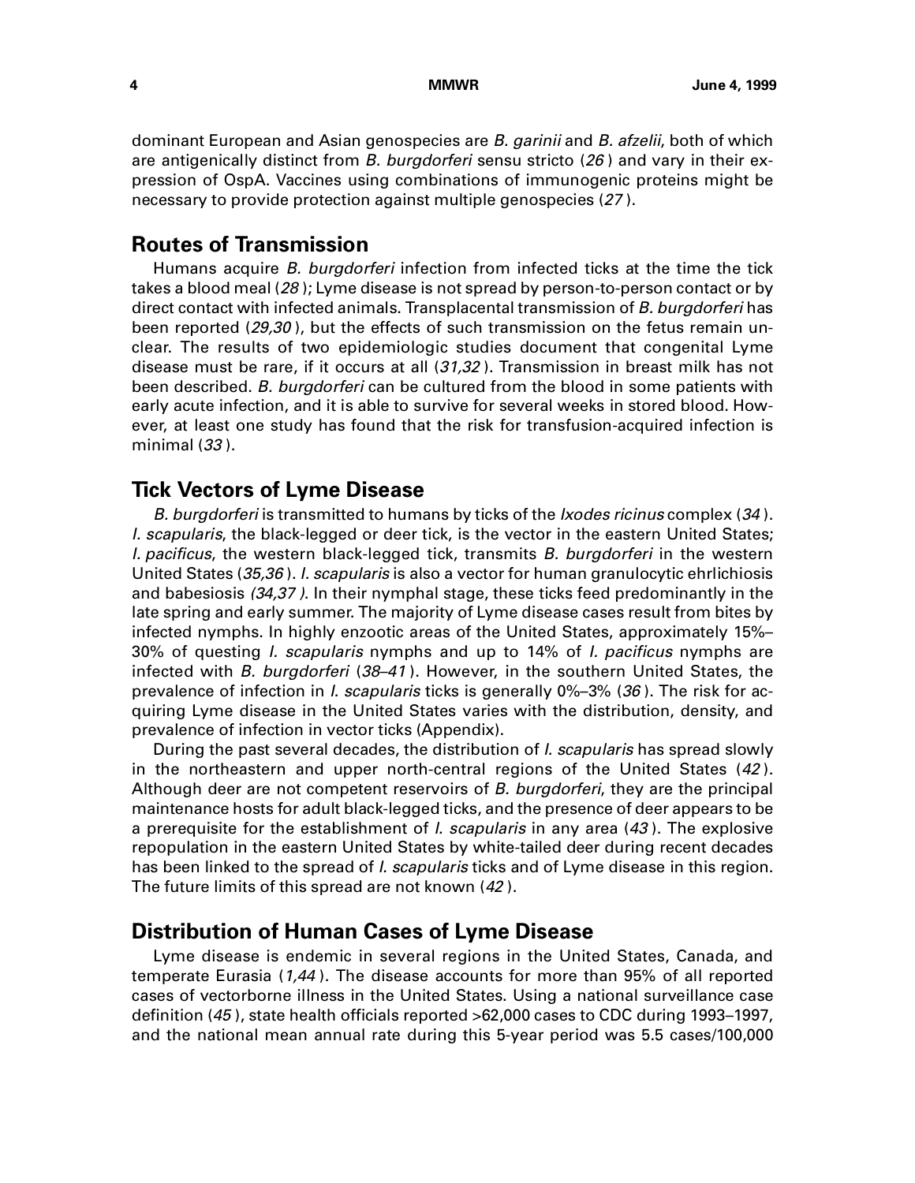dominant European and Asian genospecies are *B. garinii* and *B. afzelii*, both of which are antigenically distinct from *B. burgdorferi* sensu stricto (*26*) and vary in their expression of OspA. Vaccines using combinations of immunogenic proteins might be necessary to provide protection against multiple genospecies (*27*).

## Routes of Transmission

Humans acquire *B. burgdorferi* infection from infected ticks at the time the tick takes a blood meal (*28*); Lyme disease is not spread by person-to-person contact or by direct contact with infected animals. Transplacental transmission of *B. burgdorferi* has been reported (*29,30*), but the effects of such transmission on the fetus remain unclear. The results of two epidemiologic studies document that congenital Lyme disease must be rare, if it occurs at all (*31,32*). Transmission in breast milk has not been described. *B. burgdorferi* can be cultured from the blood in some patients with early acute infection, and it is able to survive for several weeks in stored blood. However, at least one study has found that the risk for transfusion-acquired infection is minimal (*33*).

## Tick Vectors of Lyme Disease

*B. burgdorferi* is transmitted to humans by ticks of the *Ixodes ricinus* complex (*34*). *I. scapularis*, the black-legged or deer tick, is the vector in the eastern United States; *I. pacificus*, the western black-legged tick, transmits *B. burgdorferi* in the western United States (*35,36*). *I. scapularis* is also a vector for human granulocytic ehrlichiosis and babesiosis *(34,37)*. In their nymphal stage, these ticks feed predominantly in the late spring and early summer. The majority of Lyme disease cases result from bites by infected nymphs. In highly enzootic areas of the United States, approximately 15%–30% of questing *I. scapularis* nymphs and up to 14% of *I. pacificus* nymphs are infected with *B. burgdorferi* (*38–41*). However, in the southern United States, the prevalence of infection in *I. scapularis* ticks is generally 0%–3% (*36*). The risk for acquiring Lyme disease in the United States varies with the distribution, density, and prevalence of infection in vector ticks (Appendix).

During the past several decades, the distribution of *I. scapularis* has spread slowly in the northeastern and upper north-central regions of the United States (*42*). Although deer are not competent reservoirs of *B. burgdorferi*, they are the principal maintenance hosts for adult black-legged ticks, and the presence of deer appears to be a prerequisite for the establishment of *I. scapularis* in any area (*43*). The explosive repopulation in the eastern United States by white-tailed deer during recent decades has been linked to the spread of *I. scapularis* ticks and of Lyme disease in this region. The future limits of this spread are not known (*42*).

## Distribution of Human Cases of Lyme Disease

Lyme disease is endemic in several regions in the United States, Canada, and temperate Eurasia (*1,44*). The disease accounts for more than 95% of all reported cases of vectorborne illness in the United States. Using a national surveillance case definition (*45*), state health officials reported >62,000 cases to CDC during 1993–1997, and the national mean annual rate during this 5-year period was 5.5 cases/100,000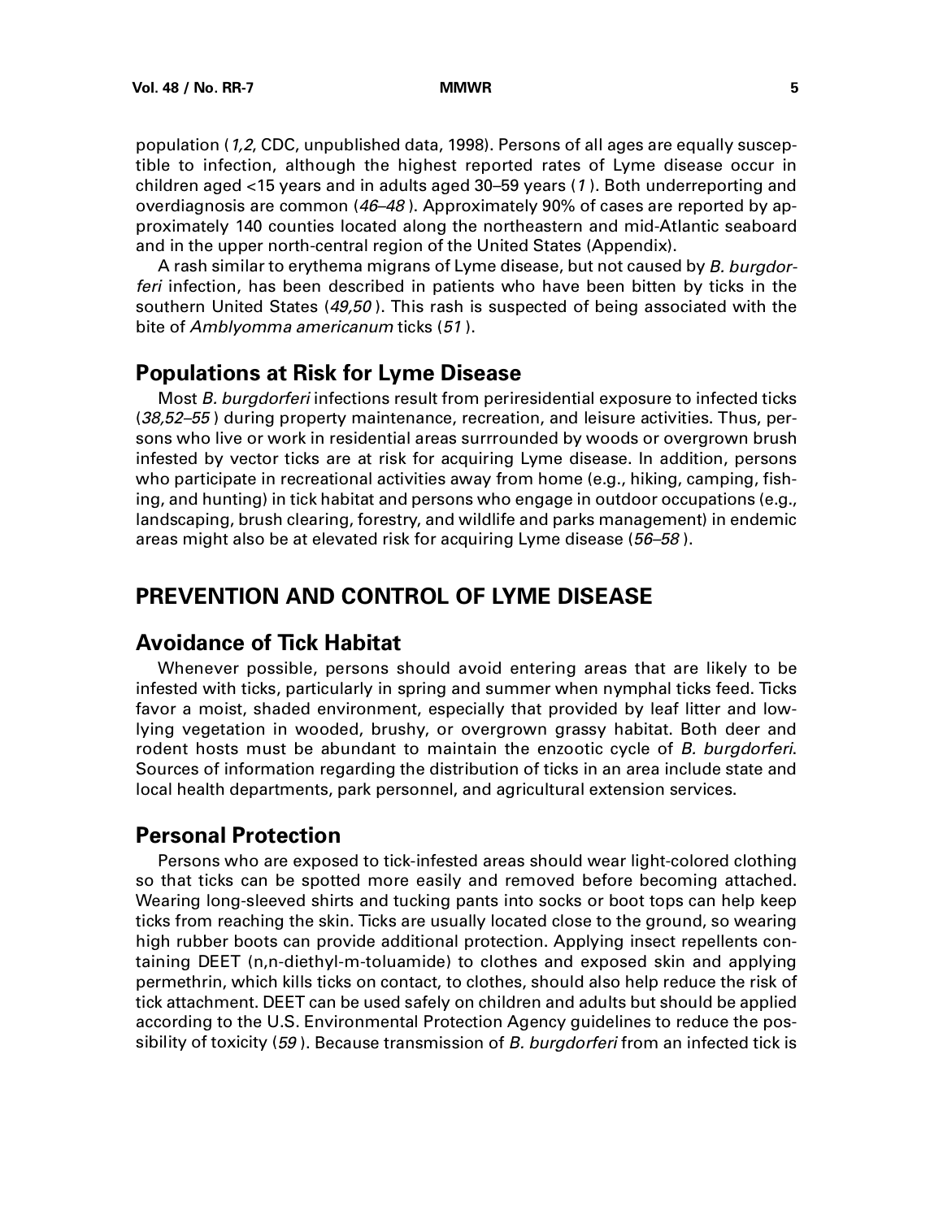population (*1,2*, CDC, unpublished data, 1998). Persons of all ages are equally susceptible to infection, although the highest reported rates of Lyme disease occur in children aged <15 years and in adults aged 30–59 years (*1*). Both underreporting and overdiagnosis are common (*46–48*). Approximately 90% of cases are reported by approximately 140 counties located along the northeastern and mid-Atlantic seaboard and in the upper north-central region of the United States (Appendix).

A rash similar to erythema migrans of Lyme disease, but not caused by *B. burgdorferi* infection, has been described in patients who have been bitten by ticks in the southern United States (*49,50*). This rash is suspected of being associated with the bite of *Amblyomma americanum* ticks (*51*).

## Populations at Risk for Lyme Disease

Most *B. burgdorferi* infections result from periresidential exposure to infected ticks (*38,52–55*) during property maintenance, recreation, and leisure activities. Thus, persons who live or work in residential areas surrrounded by woods or overgrown brush infested by vector ticks are at risk for acquiring Lyme disease. In addition, persons who participate in recreational activities away from home (e.g., hiking, camping, fishing, and hunting) in tick habitat and persons who engage in outdoor occupations (e.g., landscaping, brush clearing, forestry, and wildlife and parks management) in endemic areas might also be at elevated risk for acquiring Lyme disease (*56–58*).

# PREVENTION AND CONTROL OF LYME DISEASE

## Avoidance of Tick Habitat

Whenever possible, persons should avoid entering areas that are likely to be infested with ticks, particularly in spring and summer when nymphal ticks feed. Ticks favor a moist, shaded environment, especially that provided by leaf litter and low-lying vegetation in wooded, brushy, or overgrown grassy habitat. Both deer and rodent hosts must be abundant to maintain the enzootic cycle of *B. burgdorferi*. Sources of information regarding the distribution of ticks in an area include state and local health departments, park personnel, and agricultural extension services.

## Personal Protection

Persons who are exposed to tick-infested areas should wear light-colored clothing so that ticks can be spotted more easily and removed before becoming attached. Wearing long-sleeved shirts and tucking pants into socks or boot tops can help keep ticks from reaching the skin. Ticks are usually located close to the ground, so wearing high rubber boots can provide additional protection. Applying insect repellents containing DEET (n,n-diethyl-m-toluamide) to clothes and exposed skin and applying permethrin, which kills ticks on contact, to clothes, should also help reduce the risk of tick attachment. DEET can be used safely on children and adults but should be applied according to the U.S. Environmental Protection Agency guidelines to reduce the possibility of toxicity (*59*). Because transmission of *B. burgdorferi* from an infected tick is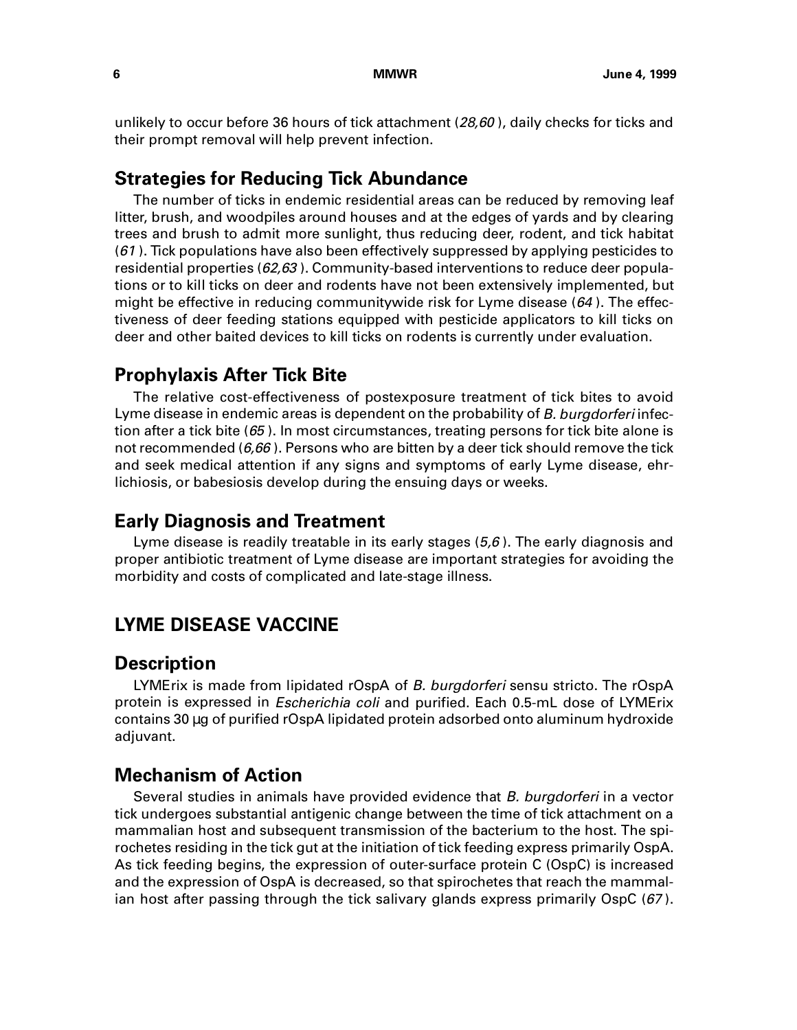unlikely to occur before 36 hours of tick attachment (*28,60*), daily checks for ticks and their prompt removal will help prevent infection.

### Strategies for Reducing Tick Abundance

The number of ticks in endemic residential areas can be reduced by removing leaf litter, brush, and woodpiles around houses and at the edges of yards and by clearing trees and brush to admit more sunlight, thus reducing deer, rodent, and tick habitat (*61*). Tick populations have also been effectively suppressed by applying pesticides to residential properties (*62,63*). Community-based interventions to reduce deer populations or to kill ticks on deer and rodents have not been extensively implemented, but might be effective in reducing communitywide risk for Lyme disease (*64*). The effectiveness of deer feeding stations equipped with pesticide applicators to kill ticks on deer and other baited devices to kill ticks on rodents is currently under evaluation.

### Prophylaxis After Tick Bite

The relative cost-effectiveness of postexposure treatment of tick bites to avoid Lyme disease in endemic areas is dependent on the probability of *B. burgdorferi* infection after a tick bite (*65*). In most circumstances, treating persons for tick bite alone is not recommended (*6,66*). Persons who are bitten by a deer tick should remove the tick and seek medical attention if any signs and symptoms of early Lyme disease, ehrlichiosis, or babesiosis develop during the ensuing days or weeks.

### Early Diagnosis and Treatment

Lyme disease is readily treatable in its early stages (*5,6*). The early diagnosis and proper antibiotic treatment of Lyme disease are important strategies for avoiding the morbidity and costs of complicated and late-stage illness.

## LYME DISEASE VACCINE

### Description

LYMErix is made from lipidated rOspA of *B. burgdorferi* sensu stricto. The rOspA protein is expressed in *Escherichia coli* and purified. Each 0.5-mL dose of LYMErix contains 30 µg of purified rOspA lipidated protein adsorbed onto aluminum hydroxide adjuvant.

### Mechanism of Action

Several studies in animals have provided evidence that *B. burgdorferi* in a vector tick undergoes substantial antigenic change between the time of tick attachment on a mammalian host and subsequent transmission of the bacterium to the host. The spirochetes residing in the tick gut at the initiation of tick feeding express primarily OspA. As tick feeding begins, the expression of outer-surface protein C (OspC) is increased and the expression of OspA is decreased, so that spirochetes that reach the mammalian host after passing through the tick salivary glands express primarily OspC (*67*).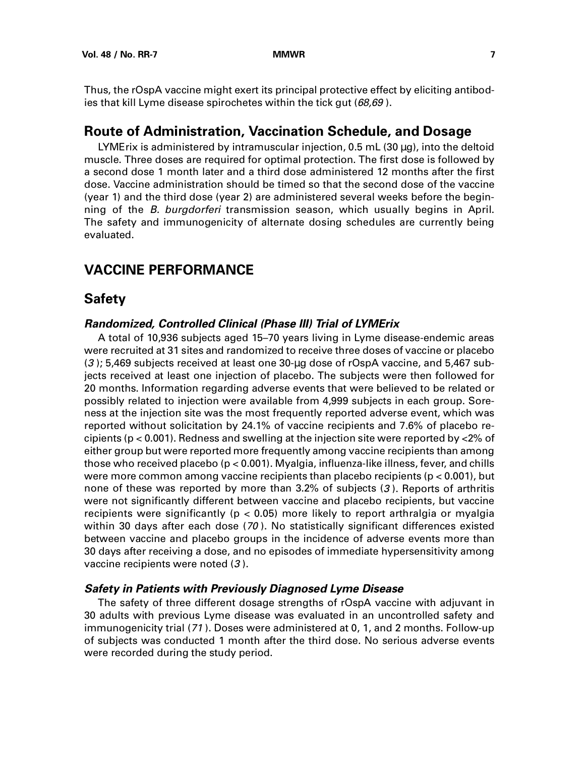Thus, the rOspA vaccine might exert its principal protective effect by eliciting antibodies that kill Lyme disease spirochetes within the tick gut (*68,69*).

## Route of Administration, Vaccination Schedule, and Dosage

LYMErix is administered by intramuscular injection, 0.5 mL (30 µg), into the deltoid muscle. Three doses are required for optimal protection. The first dose is followed by a second dose 1 month later and a third dose administered 12 months after the first dose. Vaccine administration should be timed so that the second dose of the vaccine (year 1) and the third dose (year 2) are administered several weeks before the beginning of the *B. burgdorferi* transmission season, which usually begins in April. The safety and immunogenicity of alternate dosing schedules are currently being evaluated.

# VACCINE PERFORMANCE

## Safety

### *Randomized, Controlled Clinical (Phase III) Trial of LYMErix*

A total of 10,936 subjects aged 15–70 years living in Lyme disease-endemic areas were recruited at 31 sites and randomized to receive three doses of vaccine or placebo (*3*); 5,469 subjects received at least one 30-µg dose of rOspA vaccine, and 5,467 subjects received at least one injection of placebo. The subjects were then followed for 20 months. Information regarding adverse events that were believed to be related or possibly related to injection were available from 4,999 subjects in each group. Soreness at the injection site was the most frequently reported adverse event, which was reported without solicitation by 24.1% of vaccine recipients and 7.6% of placebo recipients ($p < 0.001$). Redness and swelling at the injection site were reported by <2% of either group but were reported more frequently among vaccine recipients than among those who received placebo ($p < 0.001$). Myalgia, influenza-like illness, fever, and chills were more common among vaccine recipients than placebo recipients ($p < 0.001$), but none of these was reported by more than 3.2% of subjects (*3*). Reports of arthritis were not significantly different between vaccine and placebo recipients, but vaccine recipients were significantly ($p < 0.05$) more likely to report arthralgia or myalgia within 30 days after each dose (*70*). No statistically significant differences existed between vaccine and placebo groups in the incidence of adverse events more than 30 days after receiving a dose, and no episodes of immediate hypersensitivity among vaccine recipients were noted (*3*).

### *Safety in Patients with Previously Diagnosed Lyme Disease*

The safety of three different dosage strengths of rOspA vaccine with adjuvant in 30 adults with previous Lyme disease was evaluated in an uncontrolled safety and immunogenicity trial (*71*). Doses were administered at 0, 1, and 2 months. Follow-up of subjects was conducted 1 month after the third dose. No serious adverse events were recorded during the study period.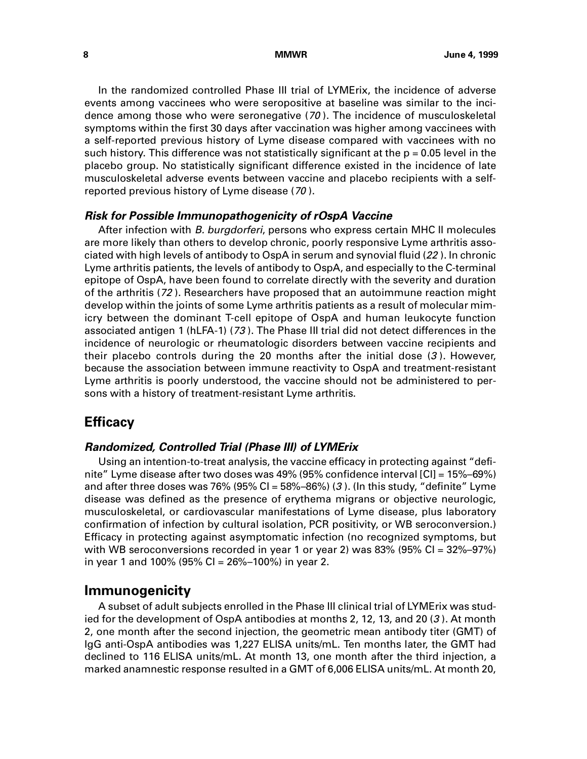In the randomized controlled Phase III trial of LYMErix, the incidence of adverse events among vaccinees who were seropositive at baseline was similar to the incidence among those who were seronegative (*70*). The incidence of musculoskeletal symptoms within the first 30 days after vaccination was higher among vaccinees with a self-reported previous history of Lyme disease compared with vaccinees with no such history. This difference was not statistically significant at the $p = 0.05$ level in the placebo group. No statistically significant difference existed in the incidence of late musculoskeletal adverse events between vaccine and placebo recipients with a self-reported previous history of Lyme disease (*70*).

### *Risk for Possible Immunopathogenicity of rOspA Vaccine*

After infection with *B. burgdorferi*, persons who express certain MHC II molecules are more likely than others to develop chronic, poorly responsive Lyme arthritis associated with high levels of antibody to OspA in serum and synovial fluid (*22*). In chronic Lyme arthritis patients, the levels of antibody to OspA, and especially to the C-terminal epitope of OspA, have been found to correlate directly with the severity and duration of the arthritis (*72*). Researchers have proposed that an autoimmune reaction might develop within the joints of some Lyme arthritis patients as a result of molecular mimicry between the dominant T-cell epitope of OspA and human leukocyte function associated antigen 1 (hLFA-1) (*73*). The Phase III trial did not detect differences in the incidence of neurologic or rheumatologic disorders between vaccine recipients and their placebo controls during the 20 months after the initial dose (*3*). However, because the association between immune reactivity to OspA and treatment-resistant Lyme arthritis is poorly understood, the vaccine should not be administered to persons with a history of treatment-resistant Lyme arthritis.

## Efficacy

### *Randomized, Controlled Trial (Phase III) of LYMErix*

Using an intention-to-treat analysis, the vaccine efficacy in protecting against "definite" Lyme disease after two doses was 49% (95% confidence interval [CI] = 15%–69%) and after three doses was 76% (95% CI = 58%–86%) (*3*). (In this study, "definite" Lyme disease was defined as the presence of erythema migrans or objective neurologic, musculoskeletal, or cardiovascular manifestations of Lyme disease, plus laboratory confirmation of infection by cultural isolation, PCR positivity, or WB seroconversion.) Efficacy in protecting against asymptomatic infection (no recognized symptoms, but with WB seroconversions recorded in year 1 or year 2) was 83% (95% CI = 32%–97%) in year 1 and 100% (95% CI = 26%–100%) in year 2.

## Immunogenicity

A subset of adult subjects enrolled in the Phase III clinical trial of LYMErix was studied for the development of OspA antibodies at months 2, 12, 13, and 20 (*3*). At month 2, one month after the second injection, the geometric mean antibody titer (GMT) of IgG anti-OspA antibodies was 1,227 ELISA units/mL. Ten months later, the GMT had declined to 116 ELISA units/mL. At month 13, one month after the third injection, a marked anamnestic response resulted in a GMT of 6,006 ELISA units/mL. At month 20,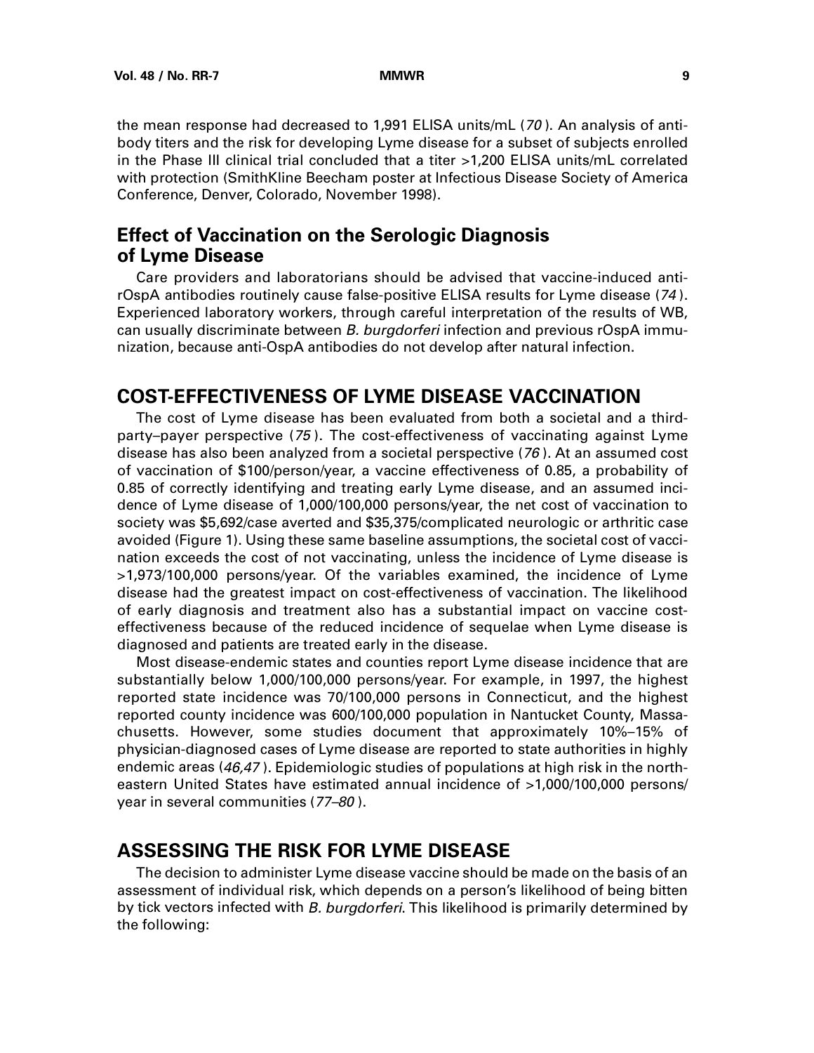the mean response had decreased to 1,991 ELISA units/mL (*70*). An analysis of antibody titers and the risk for developing Lyme disease for a subset of subjects enrolled in the Phase III clinical trial concluded that a titer >1,200 ELISA units/mL correlated with protection (SmithKline Beecham poster at Infectious Disease Society of America Conference, Denver, Colorado, November 1998).

### Effect of Vaccination on the Serologic Diagnosis of Lyme Disease

Care providers and laboratorians should be advised that vaccine-induced anti-rOspA antibodies routinely cause false-positive ELISA results for Lyme disease (*74*). Experienced laboratory workers, through careful interpretation of the results of WB, can usually discriminate between *B. burgdorferi* infection and previous rOspA immunization, because anti-OspA antibodies do not develop after natural infection.

## COST-EFFECTIVENESS OF LYME DISEASE VACCINATION

The cost of Lyme disease has been evaluated from both a societal and a third-party–payer perspective (*75*). The cost-effectiveness of vaccinating against Lyme disease has also been analyzed from a societal perspective (*76*). At an assumed cost of vaccination of $100/person/year, a vaccine effectiveness of 0.85, a probability of 0.85 of correctly identifying and treating early Lyme disease, and an assumed incidence of Lyme disease of 1,000/100,000 persons/year, the net cost of vaccination to society was $5,692/case averted and $35,375/complicated neurologic or arthritic case avoided (Figure 1). Using these same baseline assumptions, the societal cost of vaccination exceeds the cost of not vaccinating, unless the incidence of Lyme disease is >1,973/100,000 persons/year. Of the variables examined, the incidence of Lyme disease had the greatest impact on cost-effectiveness of vaccination. The likelihood of early diagnosis and treatment also has a substantial impact on vaccine cost-effectiveness because of the reduced incidence of sequelae when Lyme disease is diagnosed and patients are treated early in the disease.

Most disease-endemic states and counties report Lyme disease incidence that are substantially below 1,000/100,000 persons/year. For example, in 1997, the highest reported state incidence was 70/100,000 persons in Connecticut, and the highest reported county incidence was 600/100,000 population in Nantucket County, Massachusetts. However, some studies document that approximately 10%–15% of physician-diagnosed cases of Lyme disease are reported to state authorities in highly endemic areas (*46,47*). Epidemiologic studies of populations at high risk in the northeastern United States have estimated annual incidence of >1,000/100,000 persons/year in several communities (*77–80*).

## ASSESSING THE RISK FOR LYME DISEASE

The decision to administer Lyme disease vaccine should be made on the basis of an assessment of individual risk, which depends on a person's likelihood of being bitten by tick vectors infected with *B. burgdorferi*. This likelihood is primarily determined by the following: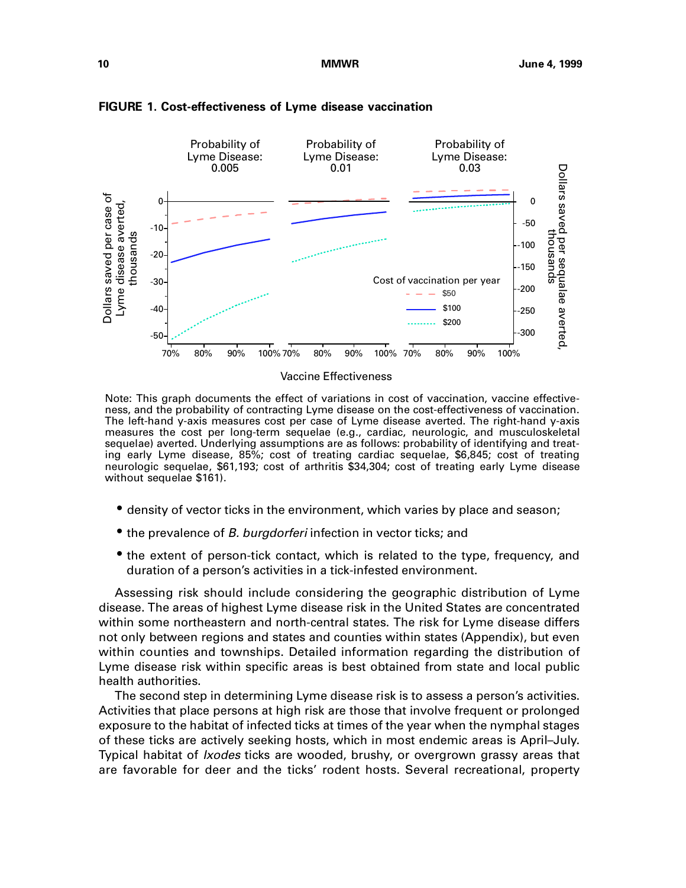**FIGURE 1. Cost-effectiveness of Lyme disease vaccination**

Note: This graph documents the effect of variations in cost of vaccination, vaccine effectiveness, and the probability of contracting Lyme disease on the cost-effectiveness of vaccination. The left-hand y-axis measures cost per case of Lyme disease averted. The right-hand y-axis measures the cost per long-term sequelae (e.g., cardiac, neurologic, and musculoskeletal sequelae) averted. Underlying assumptions are as follows: probability of identifying and treating early Lyme disease, 85%; cost of treating cardiac sequelae, $6,845; cost of treating neurologic sequelae, $61,193; cost of arthritis $34,304; cost of treating early Lyme disease without sequelae $161).

- density of vector ticks in the environment, which varies by place and season;
- the prevalence of *B. burgdorferi* infection in vector ticks; and
- the extent of person-tick contact, which is related to the type, frequency, and duration of a person's activities in a tick-infested environment.

Assessing risk should include considering the geographic distribution of Lyme disease. The areas of highest Lyme disease risk in the United States are concentrated within some northeastern and north-central states. The risk for Lyme disease differs not only between regions and states and counties within states (Appendix), but even within counties and townships. Detailed information regarding the distribution of Lyme disease risk within specific areas is best obtained from state and local public health authorities.

The second step in determining Lyme disease risk is to assess a person's activities. Activities that place persons at high risk are those that involve frequent or prolonged exposure to the habitat of infected ticks at times of the year when the nymphal stages of these ticks are actively seeking hosts, which in most endemic areas is April–July. Typical habitat of *Ixodes* ticks are wooded, brushy, or overgrown grassy areas that are favorable for deer and the ticks' rodent hosts. Several recreational, property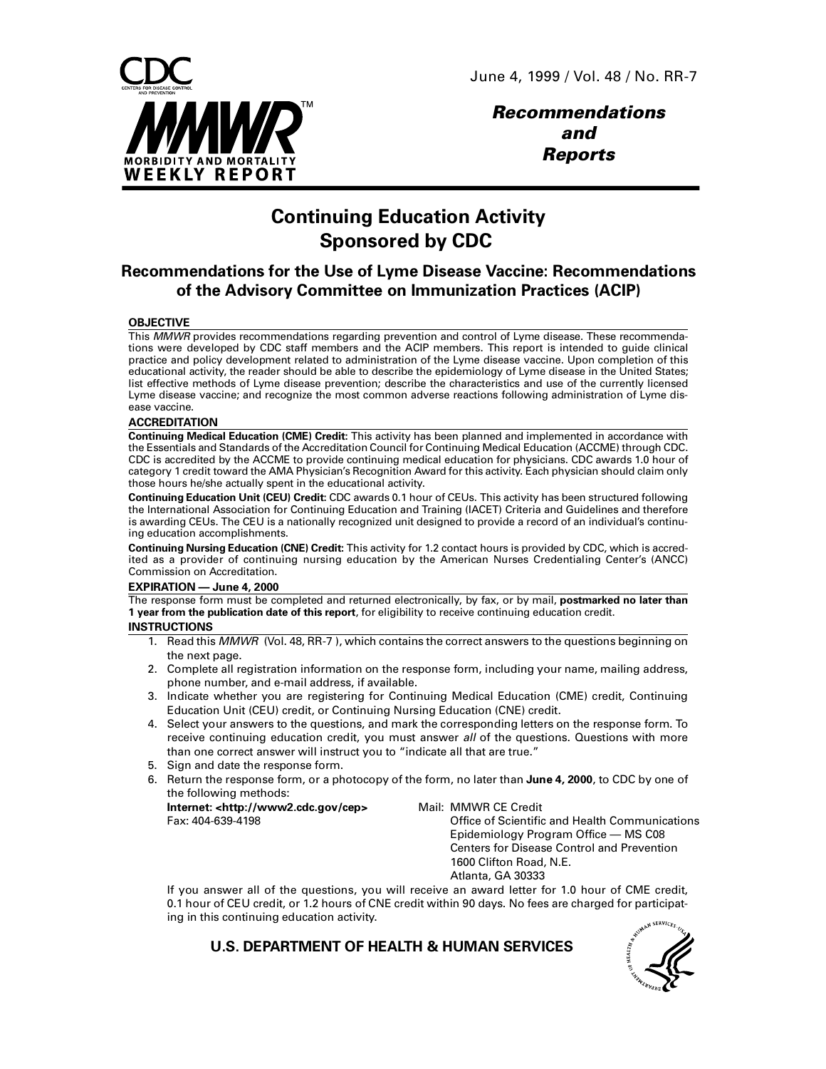June 4, 1999 / Vol. 48 / No. RR-7

# Recommendations and Reports

# Continuing Education Activity Sponsored by CDC

## Recommendations for the Use of Lyme Disease Vaccine: Recommendations of the Advisory Committee on Immunization Practices (ACIP)

**OBJECTIVE**

This *MMWR* provides recommendations regarding prevention and control of Lyme disease. These recommendations were developed by CDC staff members and the ACIP members. This report is intended to guide clinical practice and policy development related to administration of the Lyme disease vaccine. Upon completion of this educational activity, the reader should be able to describe the epidemiology of Lyme disease in the United States; list effective methods of Lyme disease prevention; describe the characteristics and use of the currently licensed Lyme disease vaccine; and recognize the most common adverse reactions following administration of Lyme disease vaccine.

**ACCREDITATION**

**Continuing Medical Education (CME) Credit:** This activity has been planned and implemented in accordance with the Essentials and Standards of the Accreditation Council for Continuing Medical Education (ACCME) through CDC. CDC is accredited by the ACCME to provide continuing medical education for physicians. CDC awards 1.0 hour of category 1 credit toward the AMA Physician's Recognition Award for this activity. Each physician should claim only those hours he/she actually spent in the educational activity.

**Continuing Education Unit (CEU) Credit:** CDC awards 0.1 hour of CEUs. This activity has been structured following the International Association for Continuing Education and Training (IACET) Criteria and Guidelines and therefore is awarding CEUs. The CEU is a nationally recognized unit designed to provide a record of an individual's continuing education accomplishments.

**Continuing Nursing Education (CNE) Credit:** This activity for 1.2 contact hours is provided by CDC, which is accredited as a provider of continuing nursing education by the American Nurses Credentialing Center's (ANCC) Commission on Accreditation.

**EXPIRATION — June 4, 2000**

The response form must be completed and returned electronically, by fax, or by mail, **postmarked no later than 1 year from the publication date of this report**, for eligibility to receive continuing education credit.

**INSTRUCTIONS**

1. Read this *MMWR* (Vol. 48, RR-7 ), which contains the correct answers to the questions beginning on the next page.
2. Complete all registration information on the response form, including your name, mailing address, phone number, and e-mail address, if available.
3. Indicate whether you are registering for Continuing Medical Education (CME) credit, Continuing Education Unit (CEU) credit, or Continuing Nursing Education (CNE) credit.
4. Select your answers to the questions, and mark the corresponding letters on the response form. To receive continuing education credit, you must answer *all* of the questions. Questions with more than one correct answer will instruct you to "indicate all that are true."
5. Sign and date the response form.
6. Return the response form, or a photocopy of the form, no later than **June 4, 2000**, to CDC by one of the following methods:

   **Internet: <http://www2.cdc.gov/cep>**
   Fax: 404-639-4198

   Mail: MMWR CE Credit
   Office of Scientific and Health Communications
   Epidemiology Program Office — MS C08
   Centers for Disease Control and Prevention
   1600 Clifton Road, N.E.
   Atlanta, GA 30333

   If you answer all of the questions, you will receive an award letter for 1.0 hour of CME credit, 0.1 hour of CEU credit, or 1.2 hours of CNE credit within 90 days. No fees are charged for participating in this continuing education activity.

**U.S. DEPARTMENT OF HEALTH & HUMAN SERVICES**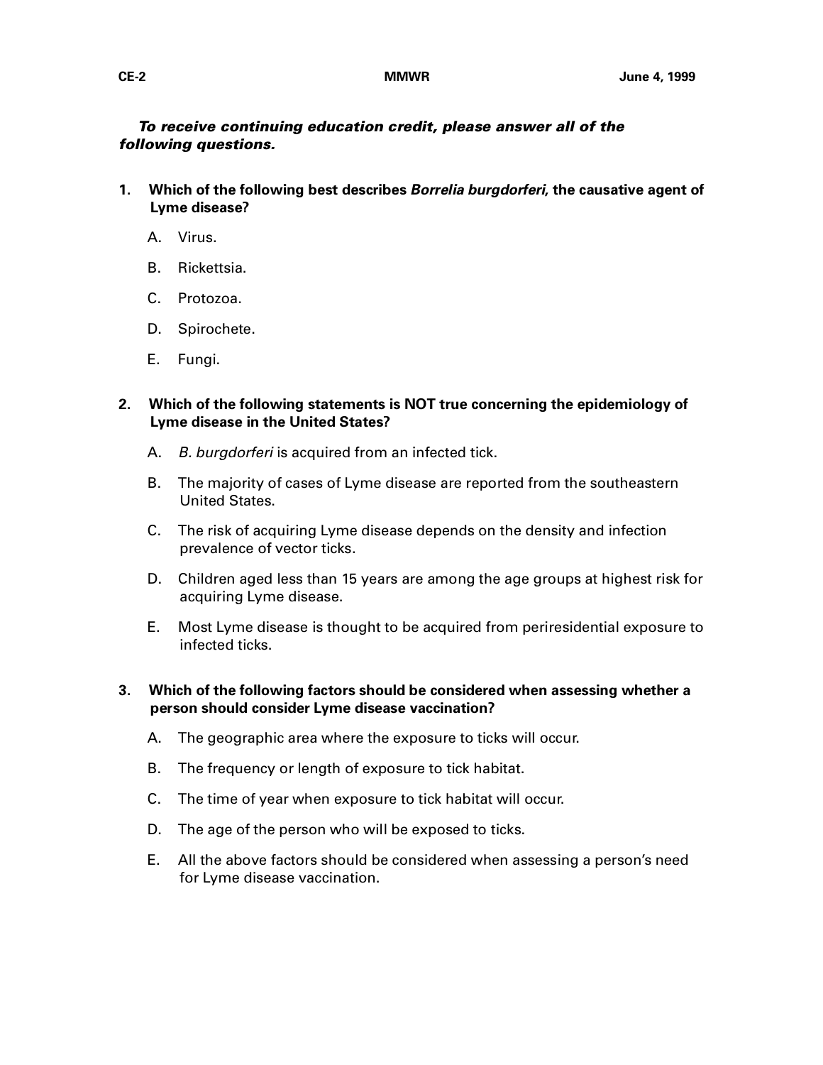***To receive continuing education credit, please answer all of the following questions.***

1. **Which of the following best describes *Borrelia burgdorferi,* the causative agent of Lyme disease?**

   A. Virus.

   B. Rickettsia.

   C. Protozoa.

   D. Spirochete.

   E. Fungi.

2. **Which of the following statements is NOT true concerning the epidemiology of Lyme disease in the United States?**

   A. *B. burgdorferi* is acquired from an infected tick.

   B. The majority of cases of Lyme disease are reported from the southeastern United States.

   C. The risk of acquiring Lyme disease depends on the density and infection prevalence of vector ticks.

   D. Children aged less than 15 years are among the age groups at highest risk for acquiring Lyme disease.

   E. Most Lyme disease is thought to be acquired from periresidential exposure to infected ticks.

3. **Which of the following factors should be considered when assessing whether a person should consider Lyme disease vaccination?**

   A. The geographic area where the exposure to ticks will occur.

   B. The frequency or length of exposure to tick habitat.

   C. The time of year when exposure to tick habitat will occur.

   D. The age of the person who will be exposed to ticks.

   E. All the above factors should be considered when assessing a person's need for Lyme disease vaccination.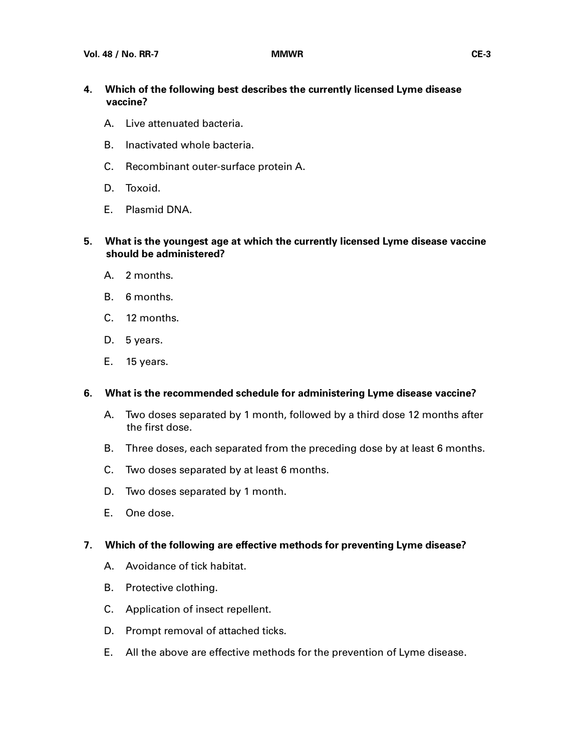**4. Which of the following best describes the currently licensed Lyme disease vaccine?**

A. Live attenuated bacteria.

B. Inactivated whole bacteria.

C. Recombinant outer-surface protein A.

D. Toxoid.

E. Plasmid DNA.

**5. What is the youngest age at which the currently licensed Lyme disease vaccine should be administered?**

A. 2 months.

B. 6 months.

C. 12 months.

D. 5 years.

E. 15 years.

**6. What is the recommended schedule for administering Lyme disease vaccine?**

A. Two doses separated by 1 month, followed by a third dose 12 months after the first dose.

B. Three doses, each separated from the preceding dose by at least 6 months.

C. Two doses separated by at least 6 months.

D. Two doses separated by 1 month.

E. One dose.

**7. Which of the following are effective methods for preventing Lyme disease?**

A. Avoidance of tick habitat.

B. Protective clothing.

C. Application of insect repellent.

D. Prompt removal of attached ticks.

E. All the above are effective methods for the prevention of Lyme disease.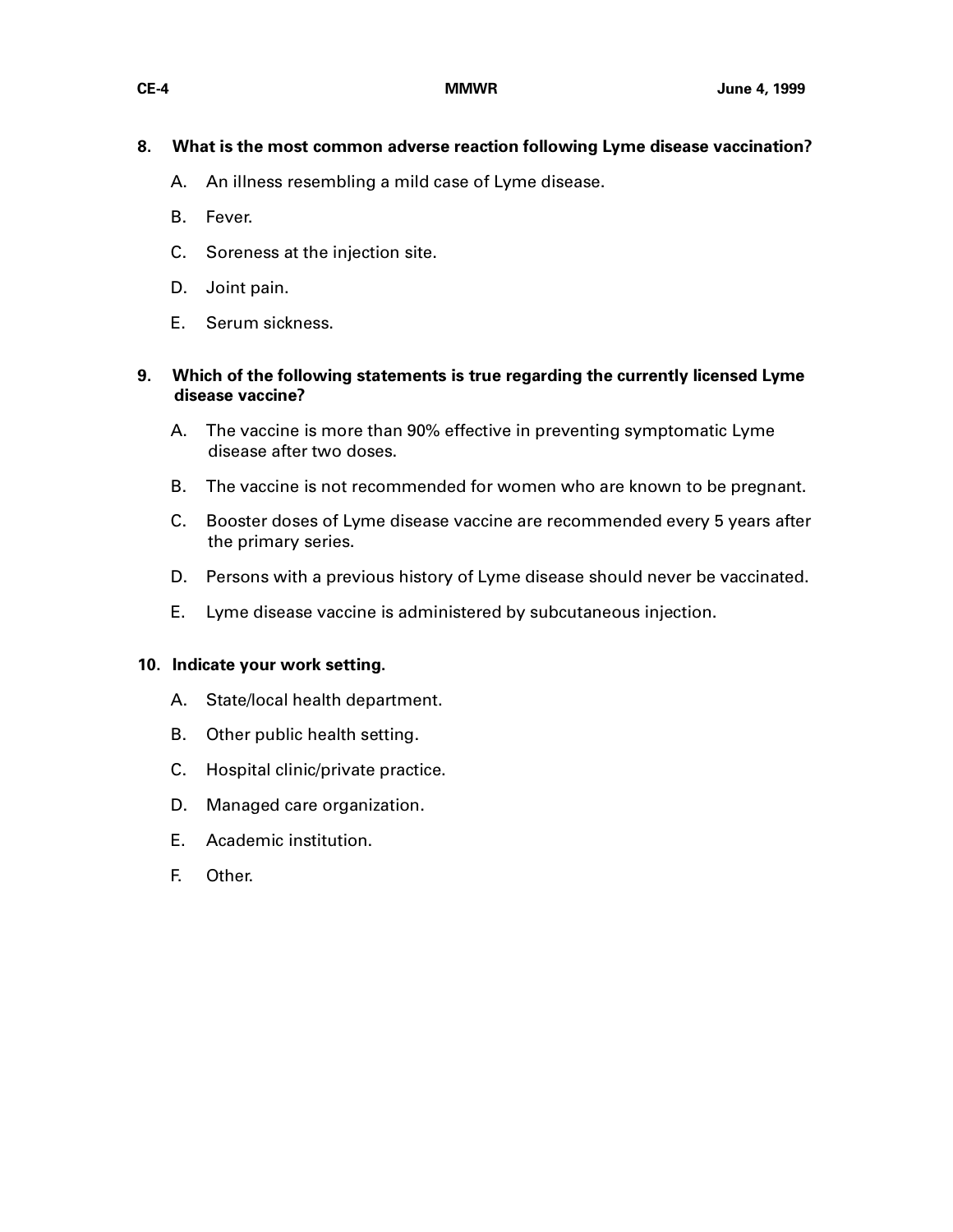**8. What is the most common adverse reaction following Lyme disease vaccination?**

A. An illness resembling a mild case of Lyme disease.

B. Fever.

C. Soreness at the injection site.

D. Joint pain.

E. Serum sickness.

**9. Which of the following statements is true regarding the currently licensed Lyme disease vaccine?**

A. The vaccine is more than 90% effective in preventing symptomatic Lyme disease after two doses.

B. The vaccine is not recommended for women who are known to be pregnant.

C. Booster doses of Lyme disease vaccine are recommended every 5 years after the primary series.

D. Persons with a previous history of Lyme disease should never be vaccinated.

E. Lyme disease vaccine is administered by subcutaneous injection.

**10. Indicate your work setting.**

A. State/local health department.

B. Other public health setting.

C. Hospital clinic/private practice.

D. Managed care organization.

E. Academic institution.

F. Other.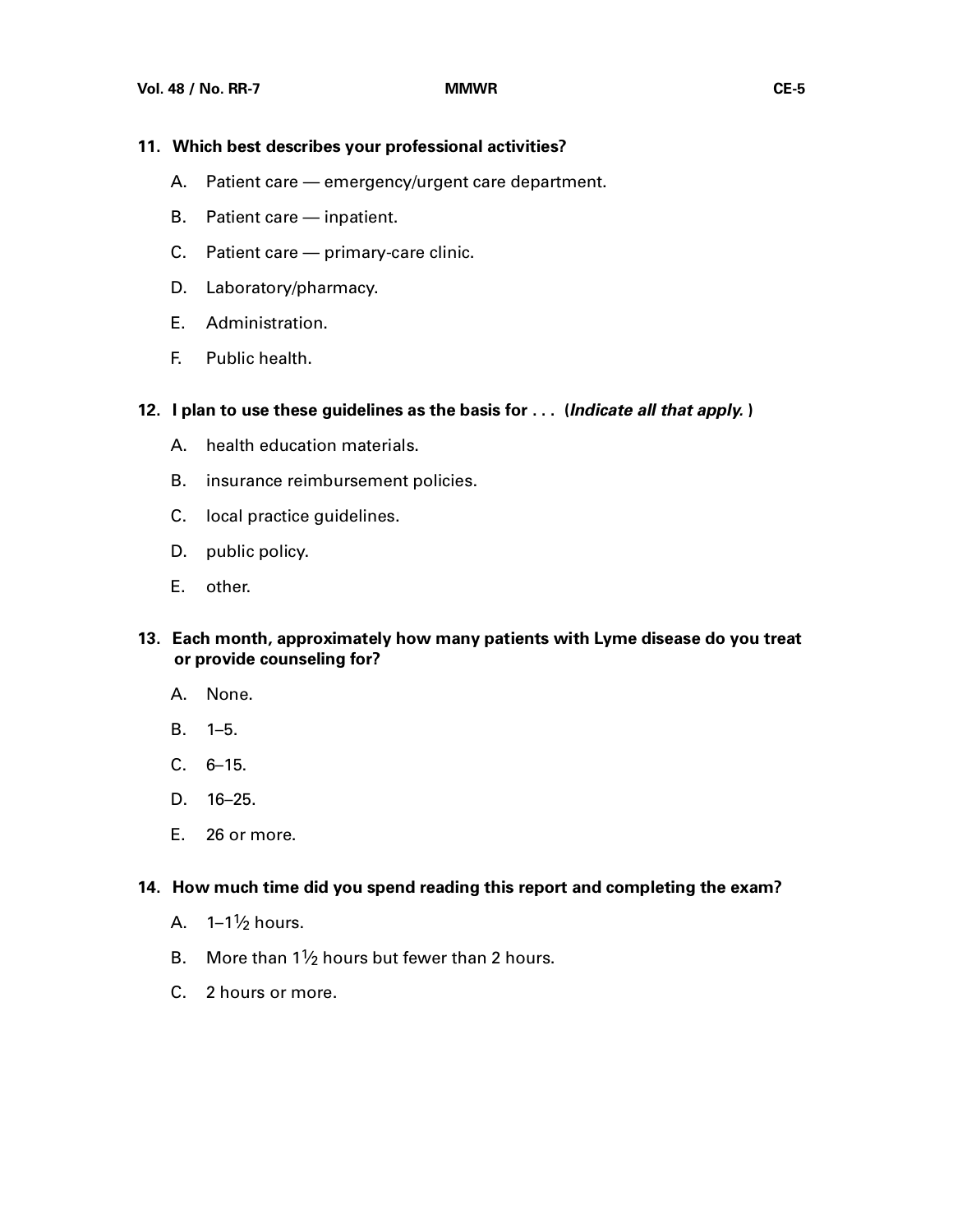**11. Which best describes your professional activities?**

A. Patient care — emergency/urgent care department.

B. Patient care — inpatient.

C. Patient care — primary-care clinic.

D. Laboratory/pharmacy.

E. Administration.

F. Public health.

**12. I plan to use these guidelines as the basis for . . . (*Indicate all that apply.*)**

A. health education materials.

B. insurance reimbursement policies.

C. local practice guidelines.

D. public policy.

E. other.

**13. Each month, approximately how many patients with Lyme disease do you treat or provide counseling for?**

A. None.

B. 1–5.

C. 6–15.

D. 16–25.

E. 26 or more.

**14. How much time did you spend reading this report and completing the exam?**

A. 1–1½ hours.

B. More than 1½ hours but fewer than 2 hours.

C. 2 hours or more.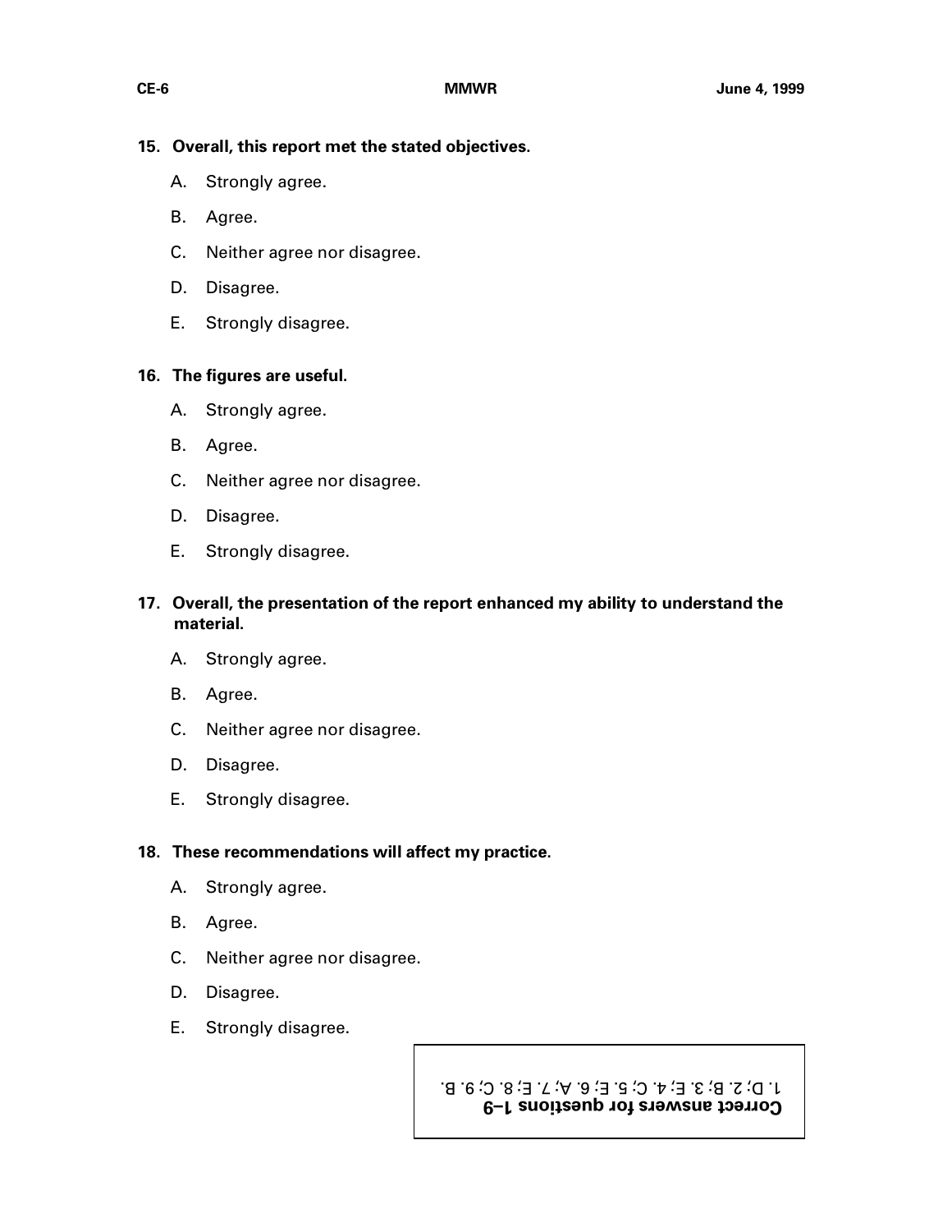**15. Overall, this report met the stated objectives.**

A. Strongly agree.

B. Agree.

C. Neither agree nor disagree.

D. Disagree.

E. Strongly disagree.

**16. The figures are useful.**

A. Strongly agree.

B. Agree.

C. Neither agree nor disagree.

D. Disagree.

E. Strongly disagree.

**17. Overall, the presentation of the report enhanced my ability to understand the material.**

A. Strongly agree.

B. Agree.

C. Neither agree nor disagree.

D. Disagree.

E. Strongly disagree.

**18. These recommendations will affect my practice.**

A. Strongly agree.

B. Agree.

C. Neither agree nor disagree.

D. Disagree.

E. Strongly disagree.

**Correct answers for questions 1–9**

1. D; 2. B; 3. E; 4. C; 5. E; 6. A; 7. E; 8. C; 9. B.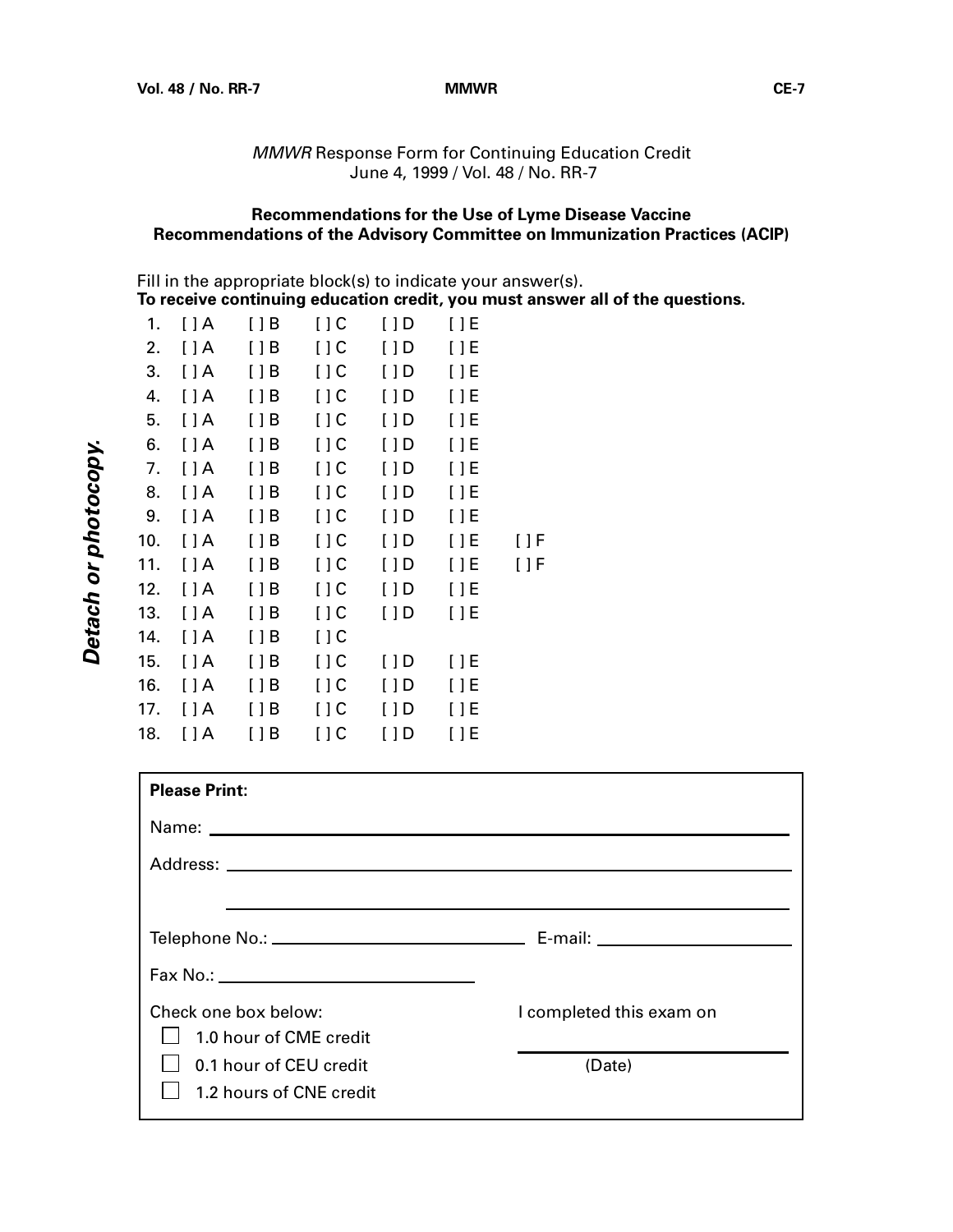*MMWR* Response Form for Continuing Education Credit
June 4, 1999 / Vol. 48 / No. RR-7

**Recommendations for the Use of Lyme Disease Vaccine**
**Recommendations of the Advisory Committee on Immunization Practices (ACIP)**

*Detach or photocopy.*

Fill in the appropriate block(s) to indicate your answer(s).
**To receive continuing education credit, you must answer all of the questions.**

1. [ ] A [ ] B [ ] C [ ] D [ ] E
2. [ ] A [ ] B [ ] C [ ] D [ ] E
3. [ ] A [ ] B [ ] C [ ] D [ ] E
4. [ ] A [ ] B [ ] C [ ] D [ ] E
5. [ ] A [ ] B [ ] C [ ] D [ ] E
6. [ ] A [ ] B [ ] C [ ] D [ ] E
7. [ ] A [ ] B [ ] C [ ] D [ ] E
8. [ ] A [ ] B [ ] C [ ] D [ ] E
9. [ ] A [ ] B [ ] C [ ] D [ ] E
10. [ ] A [ ] B [ ] C [ ] D [ ] E [ ] F
11. [ ] A [ ] B [ ] C [ ] D [ ] E [ ] F
12. [ ] A [ ] B [ ] C [ ] D [ ] E
13. [ ] A [ ] B [ ] C [ ] D [ ] E
14. [ ] A [ ] B [ ] C
15. [ ] A [ ] B [ ] C [ ] D [ ] E
16. [ ] A [ ] B [ ] C [ ] D [ ] E
17. [ ] A [ ] B [ ] C [ ] D [ ] E
18. [ ] A [ ] B [ ] C [ ] D [ ] E

**Please Print:**

Name: ______________________________

Address: ______________________________

______________________________

Telephone No.: ____________________ E-mail: ____________________

Fax No.: ____________________

Check one box below:

- [ ] 1.0 hour of CME credit
- [ ] 0.1 hour of CEU credit
- [ ] 1.2 hours of CNE credit

I completed this exam on

____________________
(Date)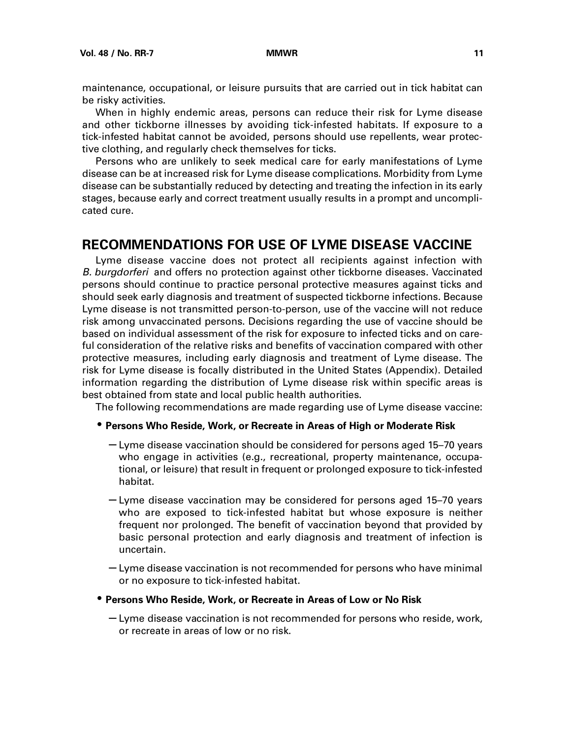maintenance, occupational, or leisure pursuits that are carried out in tick habitat can be risky activities.

When in highly endemic areas, persons can reduce their risk for Lyme disease and other tickborne illnesses by avoiding tick-infested habitats. If exposure to a tick-infested habitat cannot be avoided, persons should use repellents, wear protective clothing, and regularly check themselves for ticks.

Persons who are unlikely to seek medical care for early manifestations of Lyme disease can be at increased risk for Lyme disease complications. Morbidity from Lyme disease can be substantially reduced by detecting and treating the infection in its early stages, because early and correct treatment usually results in a prompt and uncomplicated cure.

## RECOMMENDATIONS FOR USE OF LYME DISEASE VACCINE

Lyme disease vaccine does not protect all recipients against infection with *B. burgdorferi* and offers no protection against other tickborne diseases. Vaccinated persons should continue to practice personal protective measures against ticks and should seek early diagnosis and treatment of suspected tickborne infections. Because Lyme disease is not transmitted person-to-person, use of the vaccine will not reduce risk among unvaccinated persons. Decisions regarding the use of vaccine should be based on individual assessment of the risk for exposure to infected ticks and on careful consideration of the relative risks and benefits of vaccination compared with other protective measures, including early diagnosis and treatment of Lyme disease. The risk for Lyme disease is focally distributed in the United States (Appendix). Detailed information regarding the distribution of Lyme disease risk within specific areas is best obtained from state and local public health authorities.

The following recommendations are made regarding use of Lyme disease vaccine:

- **Persons Who Reside, Work, or Recreate in Areas of High or Moderate Risk**
  - Lyme disease vaccination should be considered for persons aged 15–70 years who engage in activities (e.g., recreational, property maintenance, occupational, or leisure) that result in frequent or prolonged exposure to tick-infested habitat.
  - Lyme disease vaccination may be considered for persons aged 15–70 years who are exposed to tick-infested habitat but whose exposure is neither frequent nor prolonged. The benefit of vaccination beyond that provided by basic personal protection and early diagnosis and treatment of infection is uncertain.
  - Lyme disease vaccination is not recommended for persons who have minimal or no exposure to tick-infested habitat.
- **Persons Who Reside, Work, or Recreate in Areas of Low or No Risk**
  - Lyme disease vaccination is not recommended for persons who reside, work, or recreate in areas of low or no risk.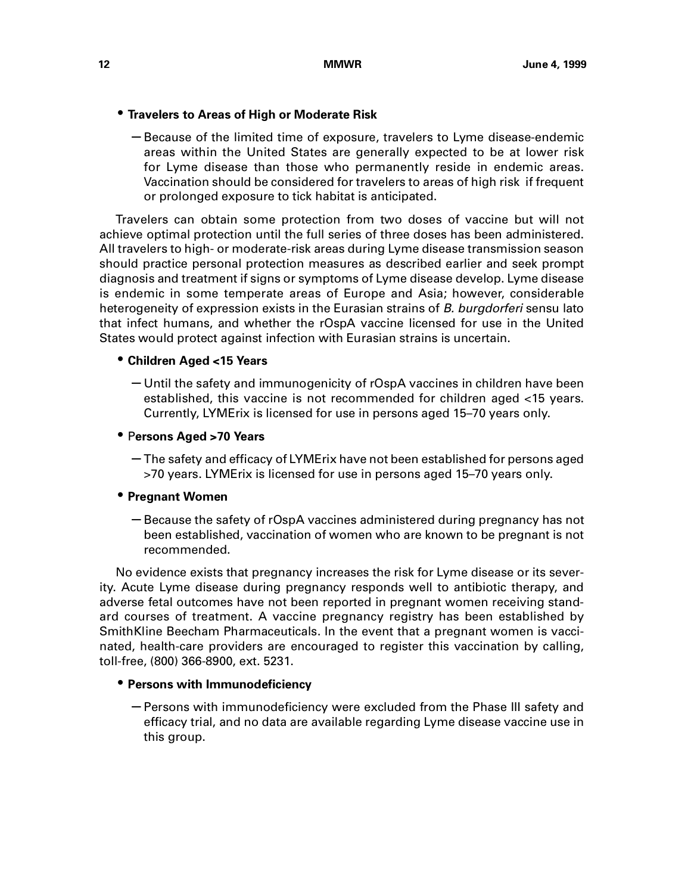- **Travelers to Areas of High or Moderate Risk**
  - Because of the limited time of exposure, travelers to Lyme disease-endemic areas within the United States are generally expected to be at lower risk for Lyme disease than those who permanently reside in endemic areas. Vaccination should be considered for travelers to areas of high risk if frequent or prolonged exposure to tick habitat is anticipated.

Travelers can obtain some protection from two doses of vaccine but will not achieve optimal protection until the full series of three doses has been administered. All travelers to high- or moderate-risk areas during Lyme disease transmission season should practice personal protection measures as described earlier and seek prompt diagnosis and treatment if signs or symptoms of Lyme disease develop. Lyme disease is endemic in some temperate areas of Europe and Asia; however, considerable heterogeneity of expression exists in the Eurasian strains of *B. burgdorferi* sensu lato that infect humans, and whether the rOspA vaccine licensed for use in the United States would protect against infection with Eurasian strains is uncertain.

- **Children Aged <15 Years**
  - Until the safety and immunogenicity of rOspA vaccines in children have been established, this vaccine is not recommended for children aged <15 years. Currently, LYMErix is licensed for use in persons aged 15–70 years only.

- **Persons Aged >70 Years**
  - The safety and efficacy of LYMErix have not been established for persons aged >70 years. LYMErix is licensed for use in persons aged 15–70 years only.

- **Pregnant Women**
  - Because the safety of rOspA vaccines administered during pregnancy has not been established, vaccination of women who are known to be pregnant is not recommended.

No evidence exists that pregnancy increases the risk for Lyme disease or its severity. Acute Lyme disease during pregnancy responds well to antibiotic therapy, and adverse fetal outcomes have not been reported in pregnant women receiving standard courses of treatment. A vaccine pregnancy registry has been established by SmithKline Beecham Pharmaceuticals. In the event that a pregnant women is vaccinated, health-care providers are encouraged to register this vaccination by calling, toll-free, (800) 366-8900, ext. 5231.

- **Persons with Immunodeficiency**
  - Persons with immunodeficiency were excluded from the Phase III safety and efficacy trial, and no data are available regarding Lyme disease vaccine use in this group.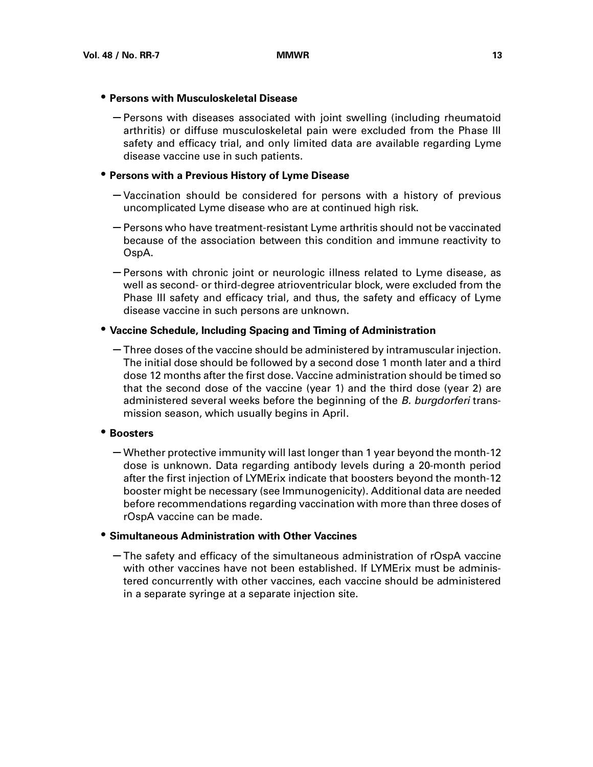- **Persons with Musculoskeletal Disease**
  - Persons with diseases associated with joint swelling (including rheumatoid arthritis) or diffuse musculoskeletal pain were excluded from the Phase III safety and efficacy trial, and only limited data are available regarding Lyme disease vaccine use in such patients.

- **Persons with a Previous History of Lyme Disease**
  - Vaccination should be considered for persons with a history of previous uncomplicated Lyme disease who are at continued high risk.
  - Persons who have treatment-resistant Lyme arthritis should not be vaccinated because of the association between this condition and immune reactivity to OspA.
  - Persons with chronic joint or neurologic illness related to Lyme disease, as well as second- or third-degree atrioventricular block, were excluded from the Phase III safety and efficacy trial, and thus, the safety and efficacy of Lyme disease vaccine in such persons are unknown.

- **Vaccine Schedule, Including Spacing and Timing of Administration**
  - Three doses of the vaccine should be administered by intramuscular injection. The initial dose should be followed by a second dose 1 month later and a third dose 12 months after the first dose. Vaccine administration should be timed so that the second dose of the vaccine (year 1) and the third dose (year 2) are administered several weeks before the beginning of the *B. burgdorferi* transmission season, which usually begins in April.

- **Boosters**
  - Whether protective immunity will last longer than 1 year beyond the month-12 dose is unknown. Data regarding antibody levels during a 20-month period after the first injection of LYMErix indicate that boosters beyond the month-12 booster might be necessary (see Immunogenicity). Additional data are needed before recommendations regarding vaccination with more than three doses of rOspA vaccine can be made.

- **Simultaneous Administration with Other Vaccines**
  - The safety and efficacy of the simultaneous administration of rOspA vaccine with other vaccines have not been established. If LYMErix must be administered concurrently with other vaccines, each vaccine should be administered in a separate syringe at a separate injection site.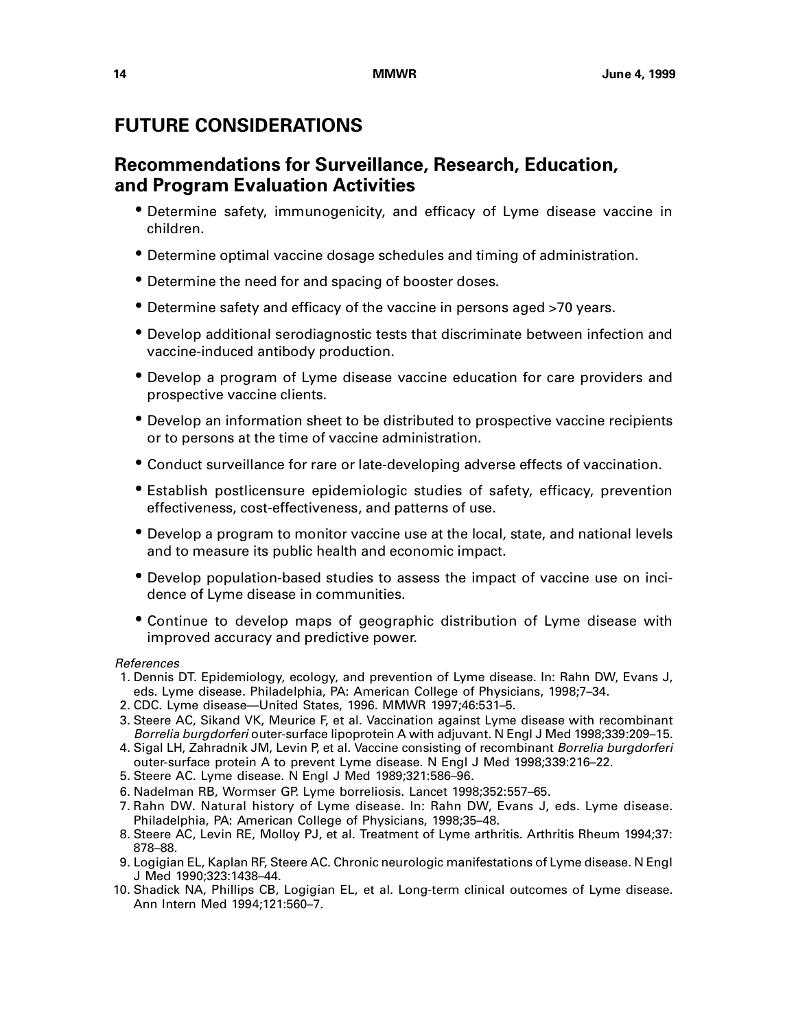# FUTURE CONSIDERATIONS

## Recommendations for Surveillance, Research, Education, and Program Evaluation Activities

- Determine safety, immunogenicity, and efficacy of Lyme disease vaccine in children.
- Determine optimal vaccine dosage schedules and timing of administration.
- Determine the need for and spacing of booster doses.
- Determine safety and efficacy of the vaccine in persons aged >70 years.
- Develop additional serodiagnostic tests that discriminate between infection and vaccine-induced antibody production.
- Develop a program of Lyme disease vaccine education for care providers and prospective vaccine clients.
- Develop an information sheet to be distributed to prospective vaccine recipients or to persons at the time of vaccine administration.
- Conduct surveillance for rare or late-developing adverse effects of vaccination.
- Establish postlicensure epidemiologic studies of safety, efficacy, prevention effectiveness, cost-effectiveness, and patterns of use.
- Develop a program to monitor vaccine use at the local, state, and national levels and to measure its public health and economic impact.
- Develop population-based studies to assess the impact of vaccine use on incidence of Lyme disease in communities.
- Continue to develop maps of geographic distribution of Lyme disease with improved accuracy and predictive power.

*References*

1. Dennis DT. Epidemiology, ecology, and prevention of Lyme disease. In: Rahn DW, Evans J, eds. Lyme disease. Philadelphia, PA: American College of Physicians, 1998;7–34.
2. CDC. Lyme disease—United States, 1996. MMWR 1997;46:531–5.
3. Steere AC, Sikand VK, Meurice F, et al. Vaccination against Lyme disease with recombinant *Borrelia burgdorferi* outer-surface lipoprotein A with adjuvant. N Engl J Med 1998;339:209–15.
4. Sigal LH, Zahradnik JM, Levin P, et al. Vaccine consisting of recombinant *Borrelia burgdorferi* outer-surface protein A to prevent Lyme disease. N Engl J Med 1998;339:216–22.
5. Steere AC. Lyme disease. N Engl J Med 1989;321:586–96.
6. Nadelman RB, Wormser GP. Lyme borreliosis. Lancet 1998;352:557–65.
7. Rahn DW. Natural history of Lyme disease. In: Rahn DW, Evans J, eds. Lyme disease. Philadelphia, PA: American College of Physicians, 1998;35–48.
8. Steere AC, Levin RE, Molloy PJ, et al. Treatment of Lyme arthritis. Arthritis Rheum 1994;37: 878–88.
9. Logigian EL, Kaplan RF, Steere AC. Chronic neurologic manifestations of Lyme disease. N Engl J Med 1990;323:1438–44.
10. Shadick NA, Phillips CB, Logigian EL, et al. Long-term clinical outcomes of Lyme disease. Ann Intern Med 1994;121:560–7.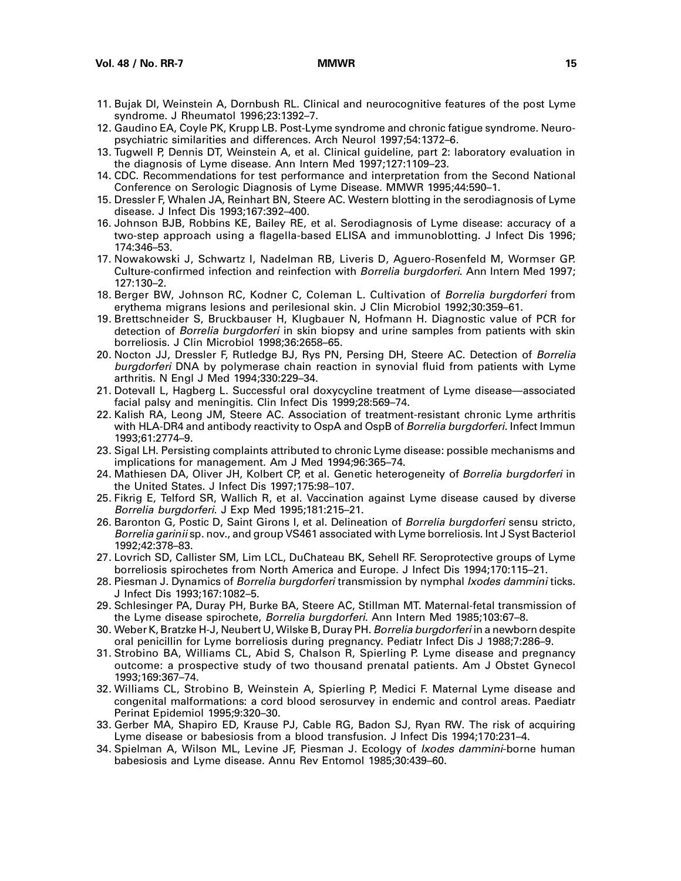11. Bujak DI, Weinstein A, Dornbush RL. Clinical and neurocognitive features of the post Lyme syndrome. J Rheumatol 1996;23:1392–7.
12. Gaudino EA, Coyle PK, Krupp LB. Post-Lyme syndrome and chronic fatigue syndrome. Neuropsychiatric similarities and differences. Arch Neurol 1997;54:1372–6.
13. Tugwell P, Dennis DT, Weinstein A, et al. Clinical guideline, part 2: laboratory evaluation in the diagnosis of Lyme disease. Ann Intern Med 1997;127:1109–23.
14. CDC. Recommendations for test performance and interpretation from the Second National Conference on Serologic Diagnosis of Lyme Disease. MMWR 1995;44:590–1.
15. Dressler F, Whalen JA, Reinhart BN, Steere AC. Western blotting in the serodiagnosis of Lyme disease. J Infect Dis 1993;167:392–400.
16. Johnson BJB, Robbins KE, Bailey RE, et al. Serodiagnosis of Lyme disease: accuracy of a two-step approach using a flagella-based ELISA and immunoblotting. J Infect Dis 1996; 174:346–53.
17. Nowakowski J, Schwartz I, Nadelman RB, Liveris D, Aguero-Rosenfeld M, Wormser GP. Culture-confirmed infection and reinfection with *Borrelia burgdorferi*. Ann Intern Med 1997; 127:130–2.
18. Berger BW, Johnson RC, Kodner C, Coleman L. Cultivation of *Borrelia burgdorferi* from erythema migrans lesions and perilesional skin. J Clin Microbiol 1992;30:359–61.
19. Brettschneider S, Bruckbauser H, Klugbauer N, Hofmann H. Diagnostic value of PCR for detection of *Borrelia burgdorferi* in skin biopsy and urine samples from patients with skin borreliosis. J Clin Microbiol 1998;36:2658–65.
20. Nocton JJ, Dressler F, Rutledge BJ, Rys PN, Persing DH, Steere AC. Detection of *Borrelia burgdorferi* DNA by polymerase chain reaction in synovial fluid from patients with Lyme arthritis. N Engl J Med 1994;330:229–34.
21. Dotevall L, Hagberg L. Successful oral doxycycline treatment of Lyme disease—associated facial palsy and meningitis. Clin Infect Dis 1999;28:569–74.
22. Kalish RA, Leong JM, Steere AC. Association of treatment-resistant chronic Lyme arthritis with HLA-DR4 and antibody reactivity to OspA and OspB of *Borrelia burgdorferi*. Infect Immun 1993;61:2774–9.
23. Sigal LH. Persisting complaints attributed to chronic Lyme disease: possible mechanisms and implications for management. Am J Med 1994;96:365–74.
24. Mathiesen DA, Oliver JH, Kolbert CP, et al. Genetic heterogeneity of *Borrelia burgdorferi* in the United States. J Infect Dis 1997;175:98–107.
25. Fikrig E, Telford SR, Wallich R, et al. Vaccination against Lyme disease caused by diverse *Borrelia burgdorferi*. J Exp Med 1995;181:215–21.
26. Baronton G, Postic D, Saint Girons I, et al. Delineation of *Borrelia burgdorferi* sensu stricto, *Borrelia garinii* sp. nov., and group VS461 associated with Lyme borreliosis. Int J Syst Bacteriol 1992;42:378–83.
27. Lovrich SD, Callister SM, Lim LCL, DuChateau BK, Sehell RF. Seroprotective groups of Lyme borreliosis spirochetes from North America and Europe. J Infect Dis 1994;170:115–21.
28. Piesman J. Dynamics of *Borrelia burgdorferi* transmission by nymphal *Ixodes dammini* ticks. J Infect Dis 1993;167:1082–5.
29. Schlesinger PA, Duray PH, Burke BA, Steere AC, Stillman MT. Maternal-fetal transmission of the Lyme disease spirochete, *Borrelia burgdorferi*. Ann Intern Med 1985;103:67–8.
30. Weber K, Bratzke H-J, Neubert U, Wilske B, Duray PH. *Borrelia burgdorferi* in a newborn despite oral penicillin for Lyme borreliosis during pregnancy. Pediatr Infect Dis J 1988;7:286–9.
31. Strobino BA, Williams CL, Abid S, Chalson R, Spierling P. Lyme disease and pregnancy outcome: a prospective study of two thousand prenatal patients. Am J Obstet Gynecol 1993;169:367–74.
32. Williams CL, Strobino B, Weinstein A, Spierling P, Medici F. Maternal Lyme disease and congenital malformations: a cord blood serosurvey in endemic and control areas. Paediatr Perinat Epidemiol 1995;9:320–30.
33. Gerber MA, Shapiro ED, Krause PJ, Cable RG, Badon SJ, Ryan RW. The risk of acquiring Lyme disease or babesiosis from a blood transfusion. J Infect Dis 1994;170:231–4.
34. Spielman A, Wilson ML, Levine JF, Piesman J. Ecology of *Ixodes dammini*-borne human babesiosis and Lyme disease. Annu Rev Entomol 1985;30:439–60.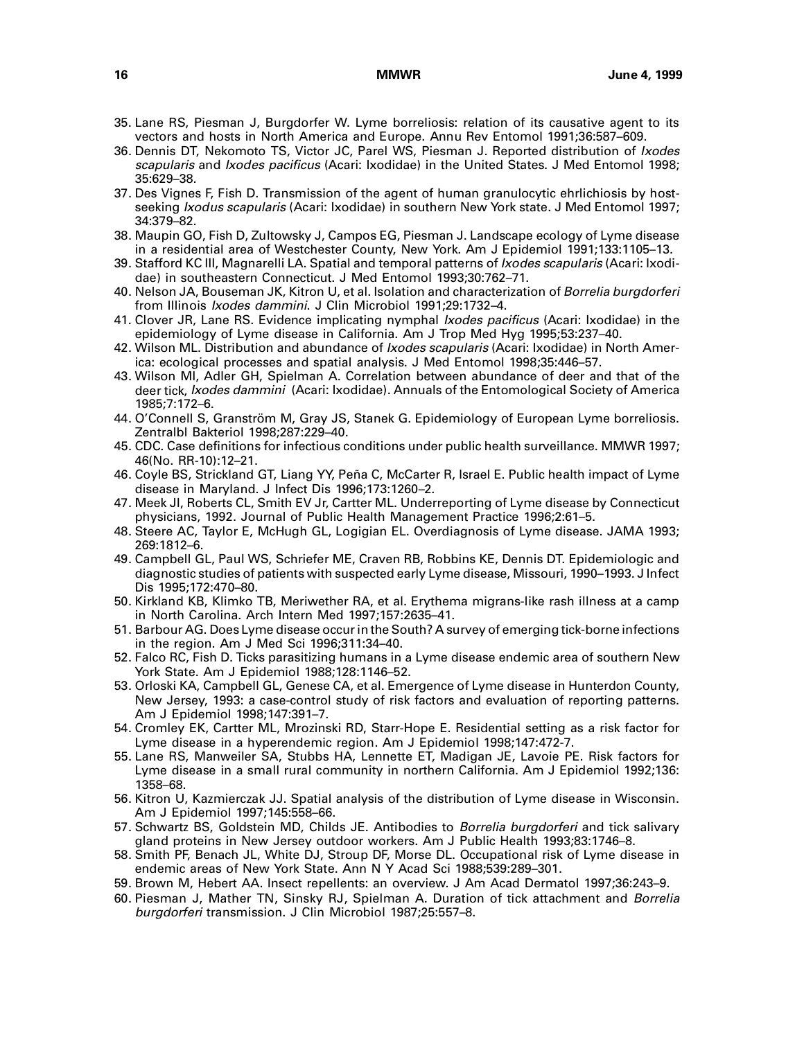35. Lane RS, Piesman J, Burgdorfer W. Lyme borreliosis: relation of its causative agent to its vectors and hosts in North America and Europe. Annu Rev Entomol 1991;36:587–609.
36. Dennis DT, Nekomoto TS, Victor JC, Parel WS, Piesman J. Reported distribution of *Ixodes scapularis* and *Ixodes pacificus* (Acari: Ixodidae) in the United States. J Med Entomol 1998; 35:629–38.
37. Des Vignes F, Fish D. Transmission of the agent of human granulocytic ehrlichiosis by host-seeking *Ixodus scapularis* (Acari: Ixodidae) in southern New York state. J Med Entomol 1997; 34:379–82.
38. Maupin GO, Fish D, Zultowsky J, Campos EG, Piesman J. Landscape ecology of Lyme disease in a residential area of Westchester County, New York. Am J Epidemiol 1991;133:1105–13.
39. Stafford KC III, Magnarelli LA. Spatial and temporal patterns of *Ixodes scapularis* (Acari: Ixodidae) in southeastern Connecticut. J Med Entomol 1993;30:762–71.
40. Nelson JA, Bouseman JK, Kitron U, et al. Isolation and characterization of *Borrelia burgdorferi* from Illinois *Ixodes dammini*. J Clin Microbiol 1991;29:1732–4.
41. Clover JR, Lane RS. Evidence implicating nymphal *Ixodes pacificus* (Acari: Ixodidae) in the epidemiology of Lyme disease in California. Am J Trop Med Hyg 1995;53:237–40.
42. Wilson ML. Distribution and abundance of *Ixodes scapularis* (Acari: Ixodidae) in North America: ecological processes and spatial analysis. J Med Entomol 1998;35:446–57.
43. Wilson Ml, Adler GH, Spielman A. Correlation between abundance of deer and that of the deer tick, *Ixodes dammini* (Acari: Ixodidae). Annuals of the Entomological Society of America 1985;7:172–6.
44. O'Connell S, Granström M, Gray JS, Stanek G. Epidemiology of European Lyme borreliosis. Zentralbl Bakteriol 1998;287:229–40.
45. CDC. Case definitions for infectious conditions under public health surveillance. MMWR 1997; 46(No. RR-10):12–21.
46. Coyle BS, Strickland GT, Liang YY, Peña C, McCarter R, Israel E. Public health impact of Lyme disease in Maryland. J Infect Dis 1996;173:1260–2.
47. Meek JI, Roberts CL, Smith EV Jr, Cartter ML. Underreporting of Lyme disease by Connecticut physicians, 1992. Journal of Public Health Management Practice 1996;2:61–5.
48. Steere AC, Taylor E, McHugh GL, Logigian EL. Overdiagnosis of Lyme disease. JAMA 1993; 269:1812–6.
49. Campbell GL, Paul WS, Schriefer ME, Craven RB, Robbins KE, Dennis DT. Epidemiologic and diagnostic studies of patients with suspected early Lyme disease, Missouri, 1990–1993. J Infect Dis 1995;172:470–80.
50. Kirkland KB, Klimko TB, Meriwether RA, et al. Erythema migrans-like rash illness at a camp in North Carolina. Arch Intern Med 1997;157:2635–41.
51. Barbour AG. Does Lyme disease occur in the South? A survey of emerging tick-borne infections in the region. Am J Med Sci 1996;311:34–40.
52. Falco RC, Fish D. Ticks parasitizing humans in a Lyme disease endemic area of southern New York State. Am J Epidemiol 1988;128:1146–52.
53. Orloski KA, Campbell GL, Genese CA, et al. Emergence of Lyme disease in Hunterdon County, New Jersey, 1993: a case-control study of risk factors and evaluation of reporting patterns. Am J Epidemiol 1998;147:391–7.
54. Cromley EK, Cartter ML, Mrozinski RD, Starr-Hope E. Residential setting as a risk factor for Lyme disease in a hyperendemic region. Am J Epidemiol 1998;147:472-7.
55. Lane RS, Manweiler SA, Stubbs HA, Lennette ET, Madigan JE, Lavoie PE. Risk factors for Lyme disease in a small rural community in northern California. Am J Epidemiol 1992;136: 1358–68.
56. Kitron U, Kazmierczak JJ. Spatial analysis of the distribution of Lyme disease in Wisconsin. Am J Epidemiol 1997;145:558–66.
57. Schwartz BS, Goldstein MD, Childs JE. Antibodies to *Borrelia burgdorferi* and tick salivary gland proteins in New Jersey outdoor workers. Am J Public Health 1993;83:1746–8.
58. Smith PF, Benach JL, White DJ, Stroup DF, Morse DL. Occupational risk of Lyme disease in endemic areas of New York State. Ann N Y Acad Sci 1988;539:289–301.
59. Brown M, Hebert AA. Insect repellents: an overview. J Am Acad Dermatol 1997;36:243–9.
60. Piesman J, Mather TN, Sinsky RJ, Spielman A. Duration of tick attachment and *Borrelia burgdorferi* transmission. J Clin Microbiol 1987;25:557–8.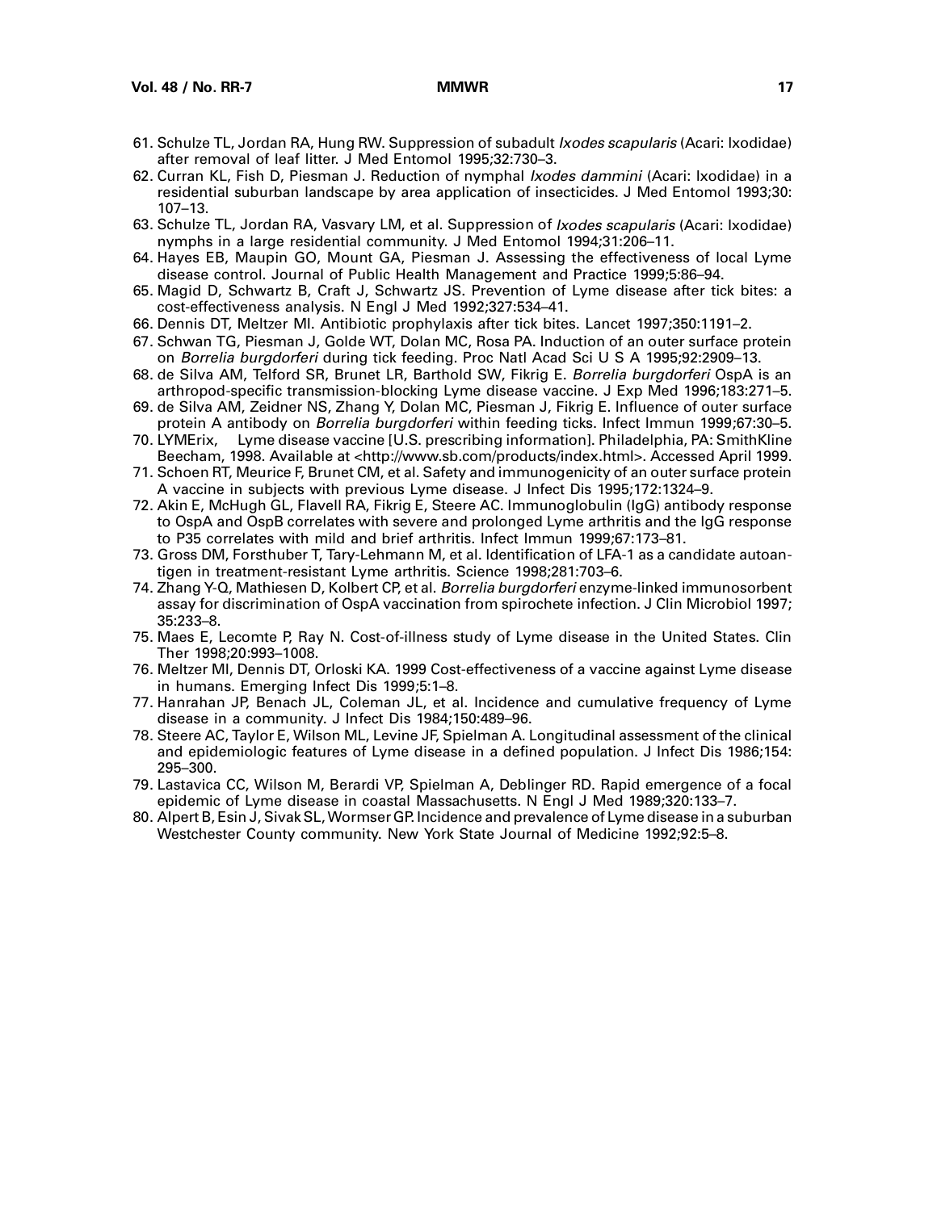61. Schulze TL, Jordan RA, Hung RW. Suppression of subadult *Ixodes scapularis* (Acari: Ixodidae) after removal of leaf litter. J Med Entomol 1995;32:730–3.
62. Curran KL, Fish D, Piesman J. Reduction of nymphal *Ixodes dammini* (Acari: Ixodidae) in a residential suburban landscape by area application of insecticides. J Med Entomol 1993;30: 107–13.
63. Schulze TL, Jordan RA, Vasvary LM, et al. Suppression of *Ixodes scapularis* (Acari: Ixodidae) nymphs in a large residential community. J Med Entomol 1994;31:206–11.
64. Hayes EB, Maupin GO, Mount GA, Piesman J. Assessing the effectiveness of local Lyme disease control. Journal of Public Health Management and Practice 1999;5:86–94.
65. Magid D, Schwartz B, Craft J, Schwartz JS. Prevention of Lyme disease after tick bites: a cost-effectiveness analysis. N Engl J Med 1992;327:534–41.
66. Dennis DT, Meltzer MI. Antibiotic prophylaxis after tick bites. Lancet 1997;350:1191–2.
67. Schwan TG, Piesman J, Golde WT, Dolan MC, Rosa PA. Induction of an outer surface protein on *Borrelia burgdorferi* during tick feeding. Proc Natl Acad Sci U S A 1995;92:2909–13.
68. de Silva AM, Telford SR, Brunet LR, Barthold SW, Fikrig E. *Borrelia burgdorferi* OspA is an arthropod-specific transmission-blocking Lyme disease vaccine. J Exp Med 1996;183:271–5.
69. de Silva AM, Zeidner NS, Zhang Y, Dolan MC, Piesman J, Fikrig E. Influence of outer surface protein A antibody on *Borrelia burgdorferi* within feeding ticks. Infect Immun 1999;67:30–5.
70. LYMErix, Lyme disease vaccine [U.S. prescribing information]. Philadelphia, PA: SmithKline Beecham, 1998. Available at <http://www.sb.com/products/index.html>. Accessed April 1999.
71. Schoen RT, Meurice F, Brunet CM, et al. Safety and immunogenicity of an outer surface protein A vaccine in subjects with previous Lyme disease. J Infect Dis 1995;172:1324–9.
72. Akin E, McHugh GL, Flavell RA, Fikrig E, Steere AC. Immunoglobulin (IgG) antibody response to OspA and OspB correlates with severe and prolonged Lyme arthritis and the IgG response to P35 correlates with mild and brief arthritis. Infect Immun 1999;67:173–81.
73. Gross DM, Forsthuber T, Tary-Lehmann M, et al. Identification of LFA-1 as a candidate autoantigen in treatment-resistant Lyme arthritis. Science 1998;281:703–6.
74. Zhang Y-Q, Mathiesen D, Kolbert CP, et al. *Borrelia burgdorferi* enzyme-linked immunosorbent assay for discrimination of OspA vaccination from spirochete infection. J Clin Microbiol 1997; 35:233–8.
75. Maes E, Lecomte P, Ray N. Cost-of-illness study of Lyme disease in the United States. Clin Ther 1998;20:993–1008.
76. Meltzer MI, Dennis DT, Orloski KA. 1999 Cost-effectiveness of a vaccine against Lyme disease in humans. Emerging Infect Dis 1999;5:1–8.
77. Hanrahan JP, Benach JL, Coleman JL, et al. Incidence and cumulative frequency of Lyme disease in a community. J Infect Dis 1984;150:489–96.
78. Steere AC, Taylor E, Wilson ML, Levine JF, Spielman A. Longitudinal assessment of the clinical and epidemiologic features of Lyme disease in a defined population. J Infect Dis 1986;154: 295–300.
79. Lastavica CC, Wilson M, Berardi VP, Spielman A, Deblinger RD. Rapid emergence of a focal epidemic of Lyme disease in coastal Massachusetts. N Engl J Med 1989;320:133–7.
80. Alpert B, Esin J, Sivak SL, Wormser GP. Incidence and prevalence of Lyme disease in a suburban Westchester County community. New York State Journal of Medicine 1992;92:5–8.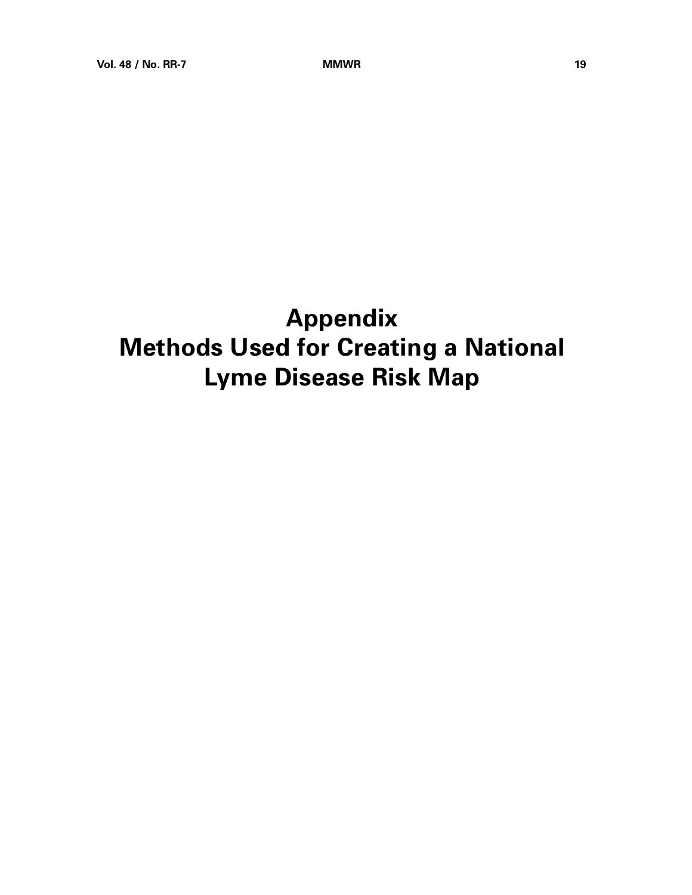# Appendix
# Methods Used for Creating a National Lyme Disease Risk Map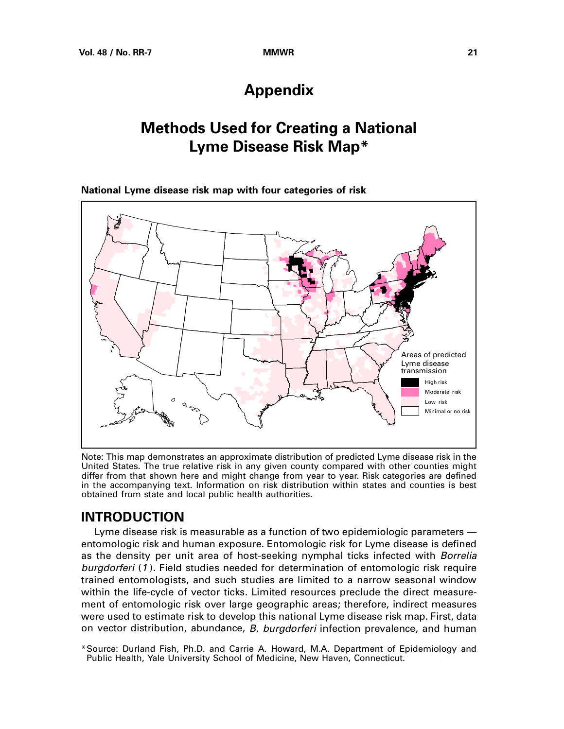# Appendix

# Methods Used for Creating a National Lyme Disease Risk Map*

**National Lyme disease risk map with four categories of risk**

Areas of predicted Lyme disease transmission

High risk

Moderate risk

Low risk

Minimal or no risk

Note: This map demonstrates an approximate distribution of predicted Lyme disease risk in the United States. The true relative risk in any given county compared with other counties might differ from that shown here and might change from year to year. Risk categories are defined in the accompanying text. Information on risk distribution within states and counties is best obtained from state and local public health authorities.

## INTRODUCTION

Lyme disease risk is measurable as a function of two epidemiologic parameters — entomologic risk and human exposure. Entomologic risk for Lyme disease is defined as the density per unit area of host-seeking nymphal ticks infected with *Borrelia burgdorferi* (*1*). Field studies needed for determination of entomologic risk require trained entomologists, and such studies are limited to a narrow seasonal window within the life-cycle of vector ticks. Limited resources preclude the direct measurement of entomologic risk over large geographic areas; therefore, indirect measures were used to estimate risk to develop this national Lyme disease risk map. First, data on vector distribution, abundance, *B. burgdorferi* infection prevalence, and human

*Source: Durland Fish, Ph.D. and Carrie A. Howard, M.A. Department of Epidemiology and Public Health, Yale University School of Medicine, New Haven, Connecticut.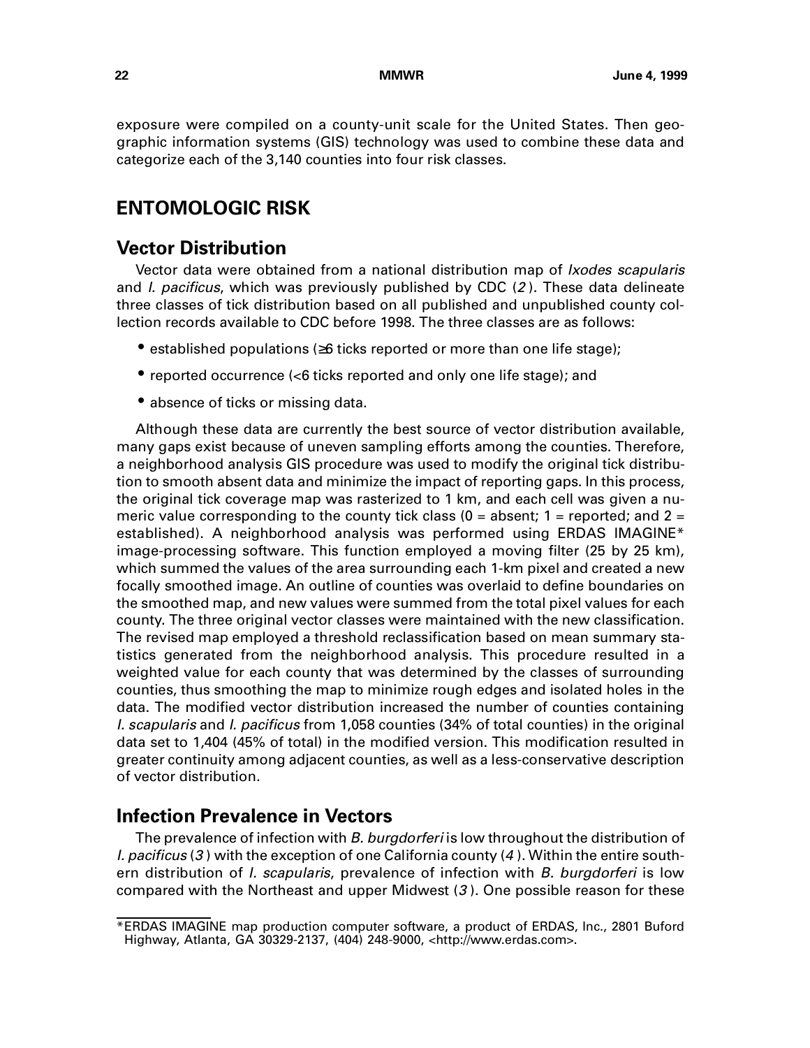exposure were compiled on a county-unit scale for the United States. Then geographic information systems (GIS) technology was used to combine these data and categorize each of the 3,140 counties into four risk classes.

## ENTOMOLOGIC RISK

### Vector Distribution

Vector data were obtained from a national distribution map of *Ixodes scapularis* and *I. pacificus*, which was previously published by CDC (*2*). These data delineate three classes of tick distribution based on all published and unpublished county collection records available to CDC before 1998. The three classes are as follows:

- established populations (≥6 ticks reported or more than one life stage);
- reported occurrence (<6 ticks reported and only one life stage); and
- absence of ticks or missing data.

Although these data are currently the best source of vector distribution available, many gaps exist because of uneven sampling efforts among the counties. Therefore, a neighborhood analysis GIS procedure was used to modify the original tick distribution to smooth absent data and minimize the impact of reporting gaps. In this process, the original tick coverage map was rasterized to 1 km, and each cell was given a numeric value corresponding to the county tick class (0 = absent; 1 = reported; and 2 = established). A neighborhood analysis was performed using ERDAS IMAGINE* image-processing software. This function employed a moving filter (25 by 25 km), which summed the values of the area surrounding each 1-km pixel and created a new focally smoothed image. An outline of counties was overlaid to define boundaries on the smoothed map, and new values were summed from the total pixel values for each county. The three original vector classes were maintained with the new classification. The revised map employed a threshold reclassification based on mean summary statistics generated from the neighborhood analysis. This procedure resulted in a weighted value for each county that was determined by the classes of surrounding counties, thus smoothing the map to minimize rough edges and isolated holes in the data. The modified vector distribution increased the number of counties containing *I. scapularis* and *I. pacificus* from 1,058 counties (34% of total counties) in the original data set to 1,404 (45% of total) in the modified version. This modification resulted in greater continuity among adjacent counties, as well as a less-conservative description of vector distribution.

### Infection Prevalence in Vectors

The prevalence of infection with *B. burgdorferi* is low throughout the distribution of *I. pacificus* (*3*) with the exception of one California county (*4*). Within the entire southern distribution of *I. scapularis*, prevalence of infection with *B. burgdorferi* is low compared with the Northeast and upper Midwest (*3*). One possible reason for these

*ERDAS IMAGINE map production computer software, a product of ERDAS, Inc., 2801 Buford Highway, Atlanta, GA 30329-2137, (404) 248-9000, <http://www.erdas.com>.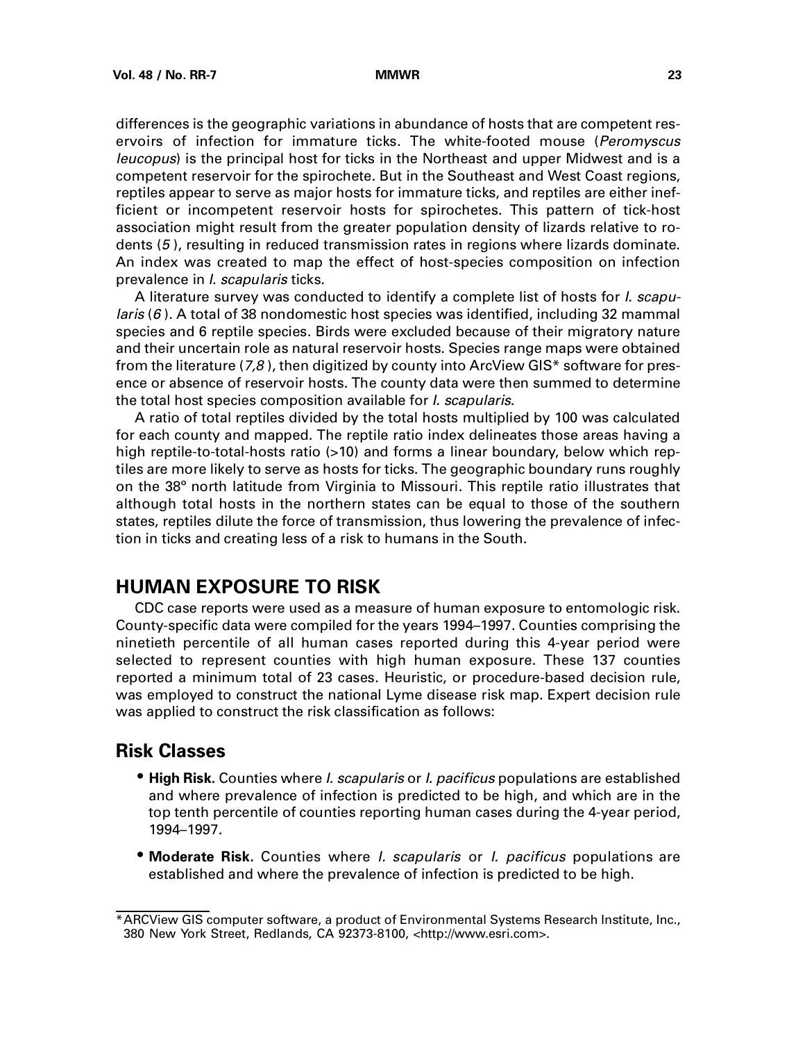differences is the geographic variations in abundance of hosts that are competent reservoirs of infection for immature ticks. The white-footed mouse (*Peromyscus leucopus*) is the principal host for ticks in the Northeast and upper Midwest and is a competent reservoir for the spirochete. But in the Southeast and West Coast regions, reptiles appear to serve as major hosts for immature ticks, and reptiles are either inefficient or incompetent reservoir hosts for spirochetes. This pattern of tick-host association might result from the greater population density of lizards relative to rodents (*5*), resulting in reduced transmission rates in regions where lizards dominate. An index was created to map the effect of host-species composition on infection prevalence in *I. scapularis* ticks.

A literature survey was conducted to identify a complete list of hosts for *I. scapularis* (*6*). A total of 38 nondomestic host species was identified, including 32 mammal species and 6 reptile species. Birds were excluded because of their migratory nature and their uncertain role as natural reservoir hosts. Species range maps were obtained from the literature (*7,8*), then digitized by county into ArcView GIS* software for presence or absence of reservoir hosts. The county data were then summed to determine the total host species composition available for *I. scapularis*.

A ratio of total reptiles divided by the total hosts multiplied by 100 was calculated for each county and mapped. The reptile ratio index delineates those areas having a high reptile-to-total-hosts ratio (>10) and forms a linear boundary, below which reptiles are more likely to serve as hosts for ticks. The geographic boundary runs roughly on the 38° north latitude from Virginia to Missouri. This reptile ratio illustrates that although total hosts in the northern states can be equal to those of the southern states, reptiles dilute the force of transmission, thus lowering the prevalence of infection in ticks and creating less of a risk to humans in the South.

## HUMAN EXPOSURE TO RISK

CDC case reports were used as a measure of human exposure to entomologic risk. County-specific data were compiled for the years 1994–1997. Counties comprising the ninetieth percentile of all human cases reported during this 4-year period were selected to represent counties with high human exposure. These 137 counties reported a minimum total of 23 cases. Heuristic, or procedure-based decision rule, was employed to construct the national Lyme disease risk map. Expert decision rule was applied to construct the risk classification as follows:

### Risk Classes

- **High Risk.** Counties where *I. scapularis* or *I. pacificus* populations are established and where prevalence of infection is predicted to be high, and which are in the top tenth percentile of counties reporting human cases during the 4-year period, 1994–1997.
- **Moderate Risk.** Counties where *I. scapularis* or *I. pacificus* populations are established and where the prevalence of infection is predicted to be high.

*ARCView GIS computer software, a product of Environmental Systems Research Institute, Inc., 380 New York Street, Redlands, CA 92373-8100, <http://www.esri.com>.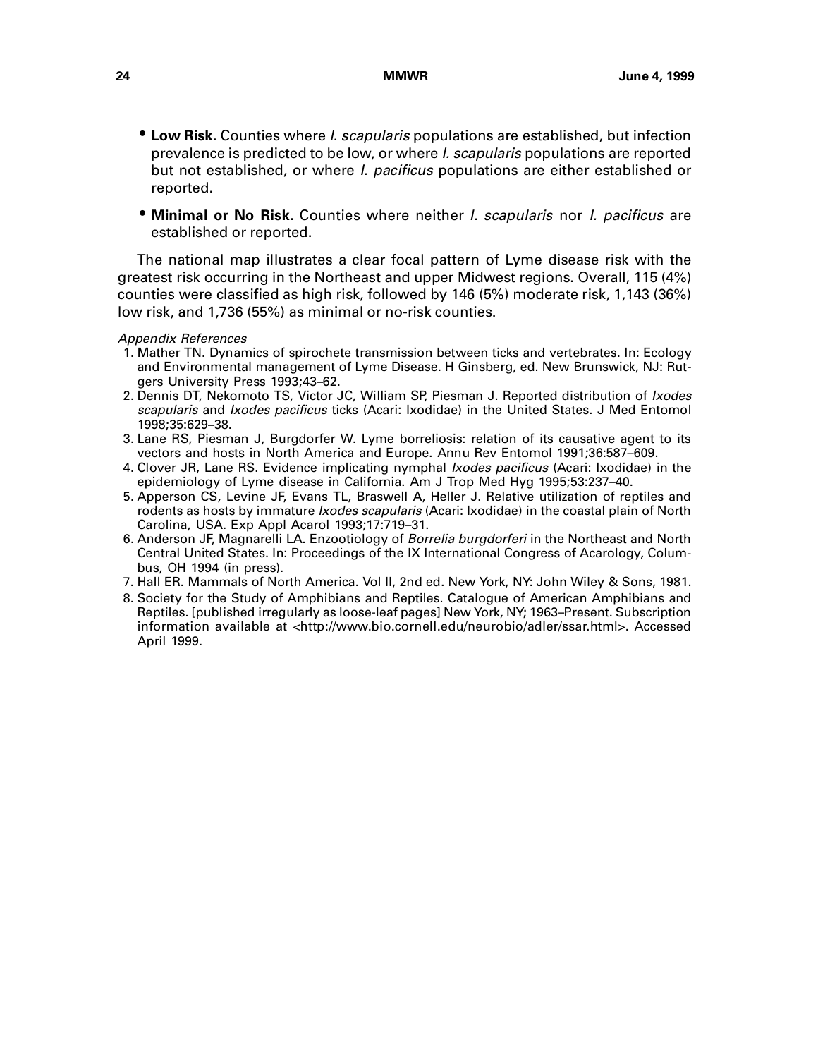- **Low Risk**. Counties where *I. scapularis* populations are established, but infection prevalence is predicted to be low, or where *I. scapularis* populations are reported but not established, or where *I. pacificus* populations are either established or reported.
- **Minimal or No Risk**. Counties where neither *I. scapularis* nor *I. pacificus* are established or reported.

The national map illustrates a clear focal pattern of Lyme disease risk with the greatest risk occurring in the Northeast and upper Midwest regions. Overall, 115 (4%) counties were classified as high risk, followed by 146 (5%) moderate risk, 1,143 (36%) low risk, and 1,736 (55%) as minimal or no-risk counties.

*Appendix References*

1. Mather TN. Dynamics of spirochete transmission between ticks and vertebrates. In: Ecology and Environmental management of Lyme Disease. H Ginsberg, ed. New Brunswick, NJ: Rutgers University Press 1993;43–62.
2. Dennis DT, Nekomoto TS, Victor JC, William SP, Piesman J. Reported distribution of *Ixodes scapularis* and *Ixodes pacificus* ticks (Acari: Ixodidae) in the United States. J Med Entomol 1998;35:629–38.
3. Lane RS, Piesman J, Burgdorfer W. Lyme borreliosis: relation of its causative agent to its vectors and hosts in North America and Europe. Annu Rev Entomol 1991;36:587–609.
4. Clover JR, Lane RS. Evidence implicating nymphal *Ixodes pacificus* (Acari: Ixodidae) in the epidemiology of Lyme disease in California. Am J Trop Med Hyg 1995;53:237–40.
5. Apperson CS, Levine JF, Evans TL, Braswell A, Heller J. Relative utilization of reptiles and rodents as hosts by immature *Ixodes scapularis* (Acari: Ixodidae) in the coastal plain of North Carolina, USA. Exp Appl Acarol 1993;17:719–31.
6. Anderson JF, Magnarelli LA. Enzootiology of *Borrelia burgdorferi* in the Northeast and North Central United States. In: Proceedings of the IX International Congress of Acarology, Columbus, OH 1994 (in press).
7. Hall ER. Mammals of North America. Vol II, 2nd ed. New York, NY: John Wiley & Sons, 1981.
8. Society for the Study of Amphibians and Reptiles. Catalogue of American Amphibians and Reptiles. [published irregularly as loose-leaf pages] New York, NY; 1963–Present. Subscription information available at <http://www.bio.cornell.edu/neurobio/adler/ssar.html>. Accessed April 1999.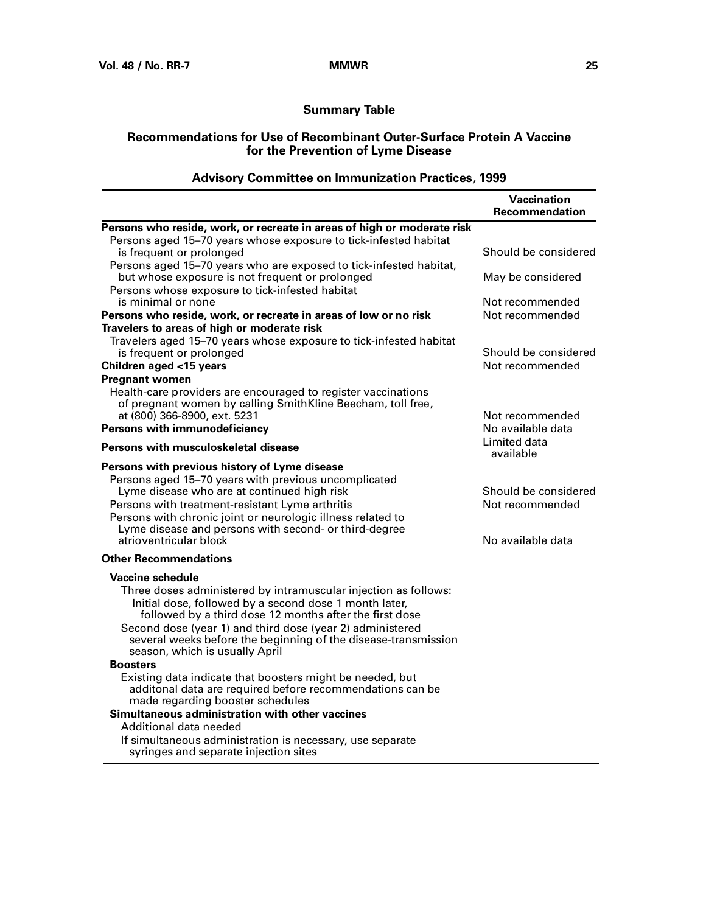## Summary Table

### Recommendations for Use of Recombinant Outer-Surface Protein A Vaccine for the Prevention of Lyme Disease

### Advisory Committee on Immunization Practices, 1999

| | Vaccination Recommendation |
|---|---|
| **Persons who reside, work, or recreate in areas of high or moderate risk** | |
| Persons aged 15–70 years whose exposure to tick-infested habitat is frequent or prolonged | Should be considered |
| Persons aged 15–70 years who are exposed to tick-infested habitat, but whose exposure is not frequent or prolonged | May be considered |
| Persons whose exposure to tick-infested habitat is minimal or none | Not recommended |
| **Persons who reside, work, or recreate in areas of low or no risk** | Not recommended |
| **Travelers to areas of high or moderate risk** | |
| Travelers aged 15–70 years whose exposure to tick-infested habitat is frequent or prolonged | Should be considered |
| **Children aged <15 years** | Not recommended |
| **Pregnant women** | |
| Health-care providers are encouraged to register vaccinations of pregnant women by calling SmithKline Beecham, toll free, at (800) 366-8900, ext. 5231 | Not recommended |
| **Persons with immunodeficiency** | No available data |
| **Persons with musculoskeletal disease** | Limited data available |
| **Persons with previous history of Lyme disease** | |
| Persons aged 15–70 years with previous uncomplicated Lyme disease who are at continued high risk | Should be considered |
| Persons with treatment-resistant Lyme arthritis | Not recommended |
| Persons with chronic joint or neurologic illness related to Lyme disease and persons with second- or third-degree atrioventricular block | No available data |
| **Other Recommendations** | |
| **Vaccine schedule** | |
| Three doses administered by intramuscular injection as follows: Initial dose, followed by a second dose 1 month later, followed by a third dose 12 months after the first dose | |
| Second dose (year 1) and third dose (year 2) administered several weeks before the beginning of the disease-transmission season, which is usually April | |
| **Boosters** | |
| Existing data indicate that boosters might be needed, but additonal data are required before recommendations can be made regarding booster schedules | |
| **Simultaneous administration with other vaccines** | |
| Additional data needed | |
| If simultaneous administration is necessary, use separate syringes and separate injection sites | |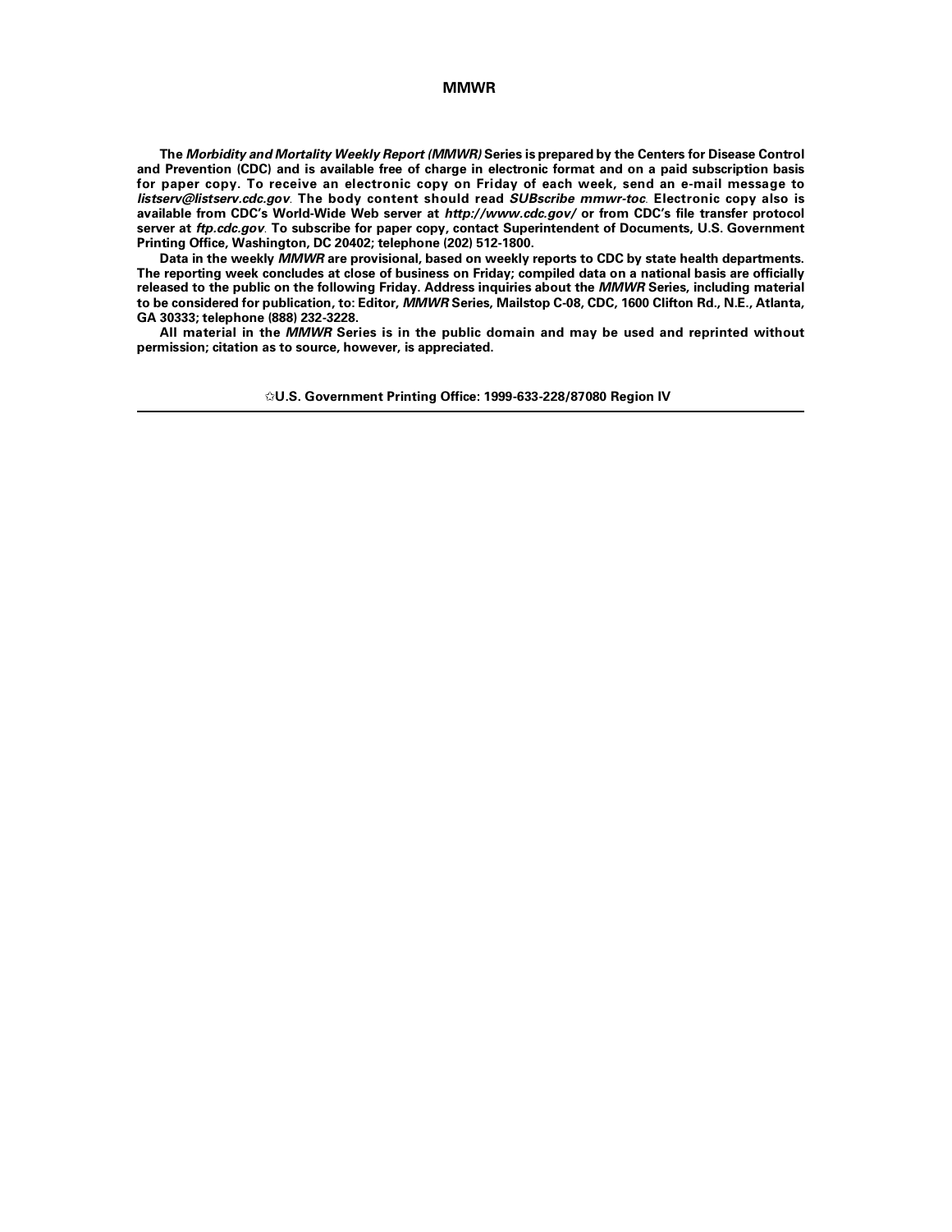**The *Morbidity and Mortality Weekly Report (MMWR)* Series is prepared by the Centers for Disease Control and Prevention (CDC) and is available free of charge in electronic format and on a paid subscription basis for paper copy. To receive an electronic copy on Friday of each week, send an e-mail message to *listserv@listserv.cdc.gov*. The body content should read *SUBscribe mmwr-toc*. Electronic copy also is available from CDC's World-Wide Web server at *http://www.cdc.gov/* or from CDC's file transfer protocol server at *ftp.cdc.gov*. To subscribe for paper copy, contact Superintendent of Documents, U.S. Government Printing Office, Washington, DC 20402; telephone (202) 512-1800.**

**Data in the weekly *MMWR* are provisional, based on weekly reports to CDC by state health departments. The reporting week concludes at close of business on Friday; compiled data on a national basis are officially released to the public on the following Friday. Address inquiries about the *MMWR* Series, including material to be considered for publication, to: Editor, *MMWR* Series, Mailstop C-08, CDC, 1600 Clifton Rd., N.E., Atlanta, GA 30333; telephone (888) 232-3228.**

**All material in the *MMWR* Series is in the public domain and may be used and reprinted without permission; citation as to source, however, is appreciated.**

**✩U.S. Government Printing Office: 1999-633-228/87080 Region IV**